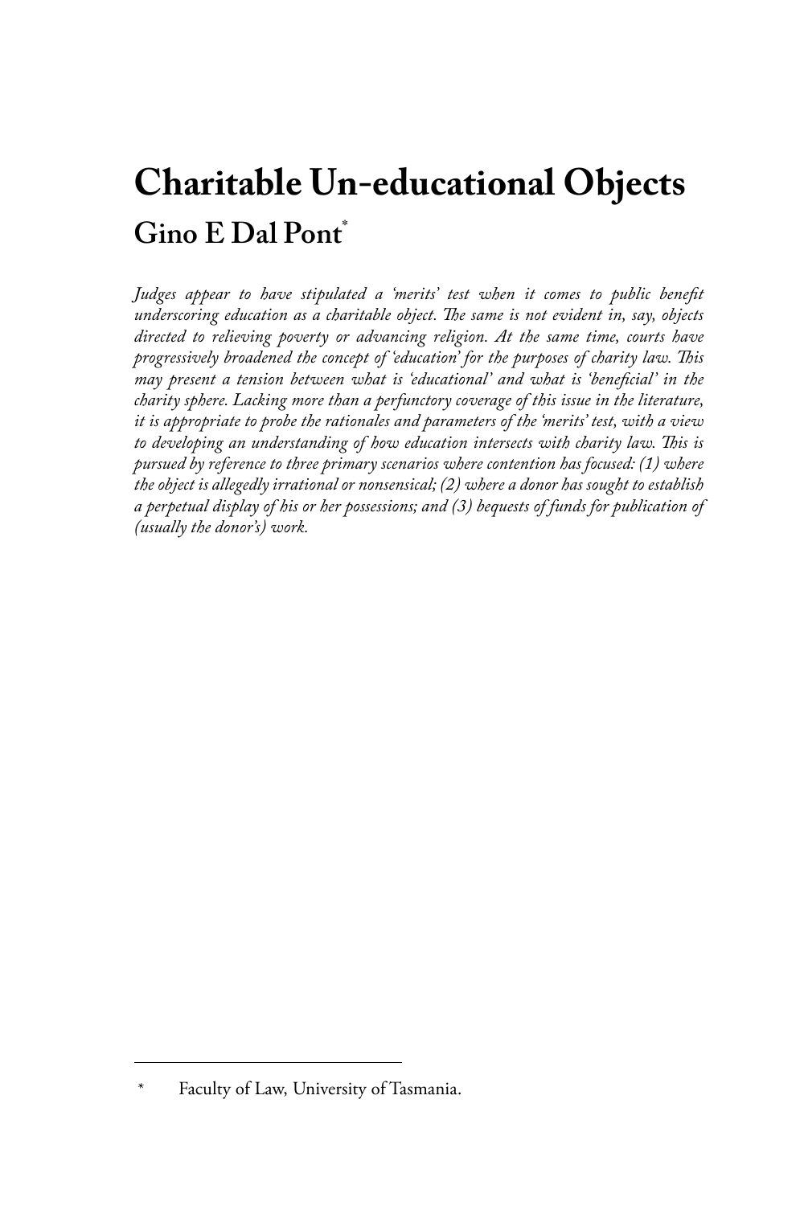# Charitable Un-educational Objects

## Gino E Dal Pont[*]

*Judges appear to have stipulated a 'merits' test when it comes to public benefit underscoring education as a charitable object. The same is not evident in, say, objects directed to relieving poverty or advancing religion. At the same time, courts have progressively broadened the concept of 'education' for the purposes of charity law. This may present a tension between what is 'educational' and what is 'beneficial' in the charity sphere. Lacking more than a perfunctory coverage of this issue in the literature, it is appropriate to probe the rationales and parameters of the 'merits' test, with a view to developing an understanding of how education intersects with charity law. This is pursued by reference to three primary scenarios where contention has focused: (1) where the object is allegedly irrational or nonsensical; (2) where a donor has sought to establish a perpetual display of his or her possessions; and (3) bequests of funds for publication of (usually the donor's) work.*

---

[*] Faculty of Law, University of Tasmania.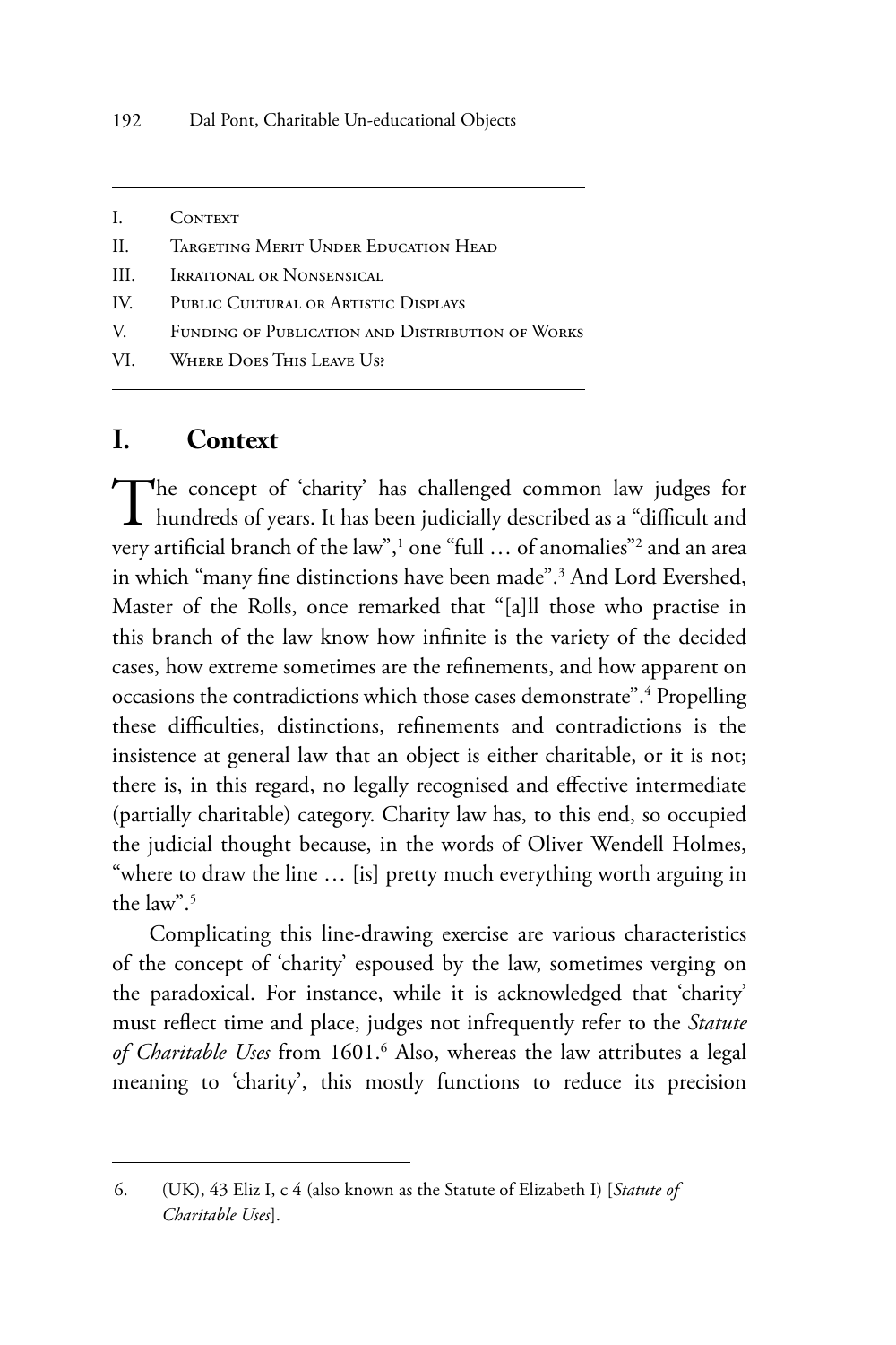| | |
|---|---|
| I. | Context |
| II. | Targeting Merit Under Education Head |
| III. | Irrational or Nonsensical |
| IV. | Public Cultural or Artistic Displays |
| V. | Funding of Publication and Distribution of Works |
| VI. | Where Does This Leave Us? |

# I. Context

The concept of 'charity' has challenged common law judges for hundreds of years. It has been judicially described as a "difficult and very artificial branch of the law",[1] one "full … of anomalies"[2] and an area in which "many fine distinctions have been made".[3] And Lord Evershed, Master of the Rolls, once remarked that "[a]ll those who practise in this branch of the law know how infinite is the variety of the decided cases, how extreme sometimes are the refinements, and how apparent on occasions the contradictions which those cases demonstrate".[4] Propelling these difficulties, distinctions, refinements and contradictions is the insistence at general law that an object is either charitable, or it is not; there is, in this regard, no legally recognised and effective intermediate (partially charitable) category. Charity law has, to this end, so occupied the judicial thought because, in the words of Oliver Wendell Holmes, "where to draw the line … [is] pretty much everything worth arguing in the law".[5]

Complicating this line-drawing exercise are various characteristics of the concept of 'charity' espoused by the law, sometimes verging on the paradoxical. For instance, while it is acknowledged that 'charity' must reflect time and place, judges not infrequently refer to the *Statute of Charitable Uses* from 1601.[6] Also, whereas the law attributes a legal meaning to 'charity', this mostly functions to reduce its precision

6. (UK), 43 Eliz I, c 4 (also known as the Statute of Elizabeth I) [*Statute of Charitable Uses*].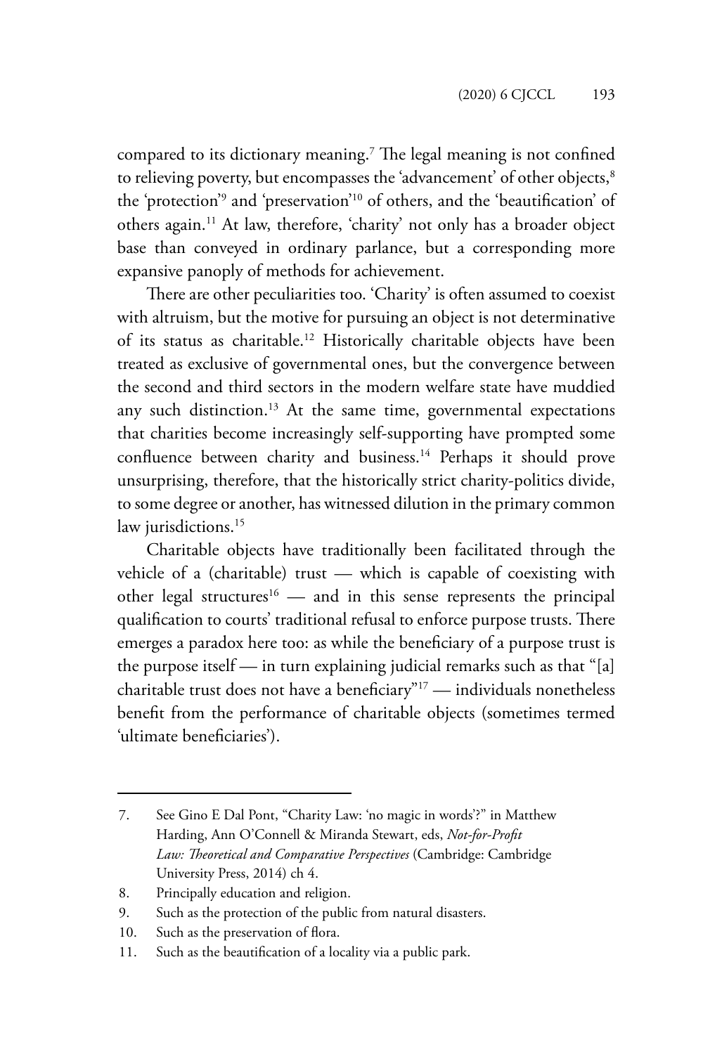compared to its dictionary meaning.[7] The legal meaning is not confined to relieving poverty, but encompasses the 'advancement' of other objects,[8] the 'protection'[9] and 'preservation'[10] of others, and the 'beautification' of others again.[11] At law, therefore, 'charity' not only has a broader object base than conveyed in ordinary parlance, but a corresponding more expansive panoply of methods for achievement.

There are other peculiarities too. 'Charity' is often assumed to coexist with altruism, but the motive for pursuing an object is not determinative of its status as charitable.[12] Historically charitable objects have been treated as exclusive of governmental ones, but the convergence between the second and third sectors in the modern welfare state have muddied any such distinction.[13] At the same time, governmental expectations that charities become increasingly self-supporting have prompted some confluence between charity and business.[14] Perhaps it should prove unsurprising, therefore, that the historically strict charity-politics divide, to some degree or another, has witnessed dilution in the primary common law jurisdictions.[15]

Charitable objects have traditionally been facilitated through the vehicle of a (charitable) trust — which is capable of coexisting with other legal structures[16] — and in this sense represents the principal qualification to courts' traditional refusal to enforce purpose trusts. There emerges a paradox here too: as while the beneficiary of a purpose trust is the purpose itself — in turn explaining judicial remarks such as that "[a] charitable trust does not have a beneficiary"[17] — individuals nonetheless benefit from the performance of charitable objects (sometimes termed 'ultimate beneficiaries').

---

7. See Gino E Dal Pont, "Charity Law: 'no magic in words'?" in Matthew Harding, Ann O'Connell & Miranda Stewart, eds, *Not-for-Profit Law: Theoretical and Comparative Perspectives* (Cambridge: Cambridge University Press, 2014) ch 4.
8. Principally education and religion.
9. Such as the protection of the public from natural disasters.
10. Such as the preservation of flora.
11. Such as the beautification of a locality via a public park.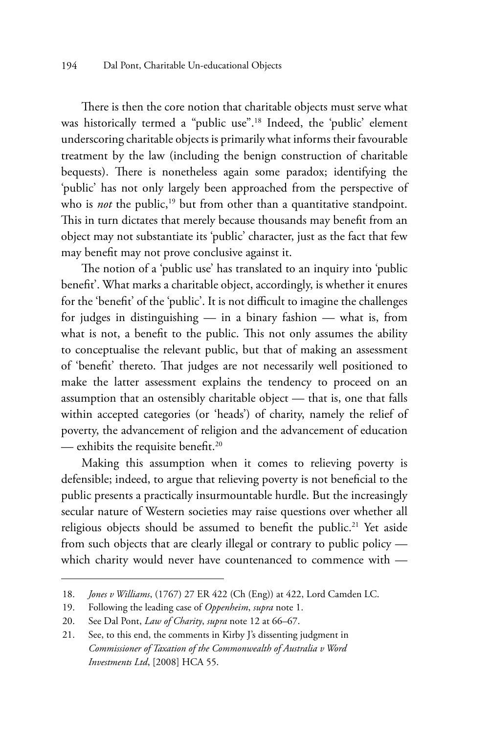There is then the core notion that charitable objects must serve what was historically termed a "public use".[18] Indeed, the 'public' element underscoring charitable objects is primarily what informs their favourable treatment by the law (including the benign construction of charitable bequests). There is nonetheless again some paradox; identifying the 'public' has not only largely been approached from the perspective of who is *not* the public,[19] but from other than a quantitative standpoint. This in turn dictates that merely because thousands may benefit from an object may not substantiate its 'public' character, just as the fact that few may benefit may not prove conclusive against it.

The notion of a 'public use' has translated to an inquiry into 'public benefit'. What marks a charitable object, accordingly, is whether it enures for the 'benefit' of the 'public'. It is not difficult to imagine the challenges for judges in distinguishing — in a binary fashion — what is, from what is not, a benefit to the public. This not only assumes the ability to conceptualise the relevant public, but that of making an assessment of 'benefit' thereto. That judges are not necessarily well positioned to make the latter assessment explains the tendency to proceed on an assumption that an ostensibly charitable object — that is, one that falls within accepted categories (or 'heads') of charity, namely the relief of poverty, the advancement of religion and the advancement of education — exhibits the requisite benefit.[20]

Making this assumption when it comes to relieving poverty is defensible; indeed, to argue that relieving poverty is not beneficial to the public presents a practically insurmountable hurdle. But the increasingly secular nature of Western societies may raise questions over whether all religious objects should be assumed to benefit the public.[21] Yet aside from such objects that are clearly illegal or contrary to public policy — which charity would never have countenanced to commence with —

---

18. *Jones v Williams*, (1767) 27 ER 422 (Ch (Eng)) at 422, Lord Camden LC.
19. Following the leading case of *Oppenheim*, *supra* note 1.
20. See Dal Pont, *Law of Charity*, *supra* note 12 at 66–67.
21. See, to this end, the comments in Kirby J's dissenting judgment in *Commissioner of Taxation of the Commonwealth of Australia v Word Investments Ltd*, [2008] HCA 55.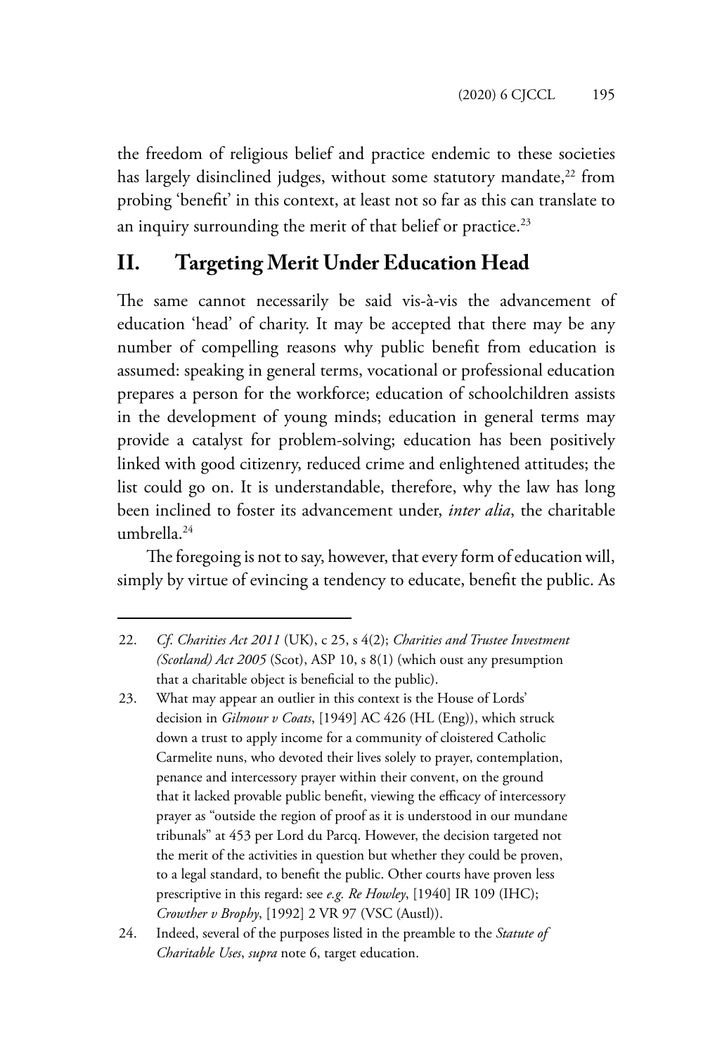the freedom of religious belief and practice endemic to these societies has largely disinclined judges, without some statutory mandate,[22] from probing 'benefit' in this context, at least not so far as this can translate to an inquiry surrounding the merit of that belief or practice.[23]

## II. Targeting Merit Under Education Head

The same cannot necessarily be said vis-à-vis the advancement of education 'head' of charity. It may be accepted that there may be any number of compelling reasons why public benefit from education is assumed: speaking in general terms, vocational or professional education prepares a person for the workforce; education of schoolchildren assists in the development of young minds; education in general terms may provide a catalyst for problem-solving; education has been positively linked with good citizenry, reduced crime and enlightened attitudes; the list could go on. It is understandable, therefore, why the law has long been inclined to foster its advancement under, *inter alia*, the charitable umbrella.[24]

The foregoing is not to say, however, that every form of education will, simply by virtue of evincing a tendency to educate, benefit the public. As

---

22. *Cf. Charities Act 2011* (UK), c 25, s 4(2); *Charities and Trustee Investment (Scotland) Act 2005* (Scot), ASP 10, s 8(1) (which oust any presumption that a charitable object is beneficial to the public).

23. What may appear an outlier in this context is the House of Lords' decision in *Gilmour v Coats*, [1949] AC 426 (HL (Eng)), which struck down a trust to apply income for a community of cloistered Catholic Carmelite nuns, who devoted their lives solely to prayer, contemplation, penance and intercessory prayer within their convent, on the ground that it lacked provable public benefit, viewing the efficacy of intercessory prayer as "outside the region of proof as it is understood in our mundane tribunals" at 453 per Lord du Parcq. However, the decision targeted not the merit of the activities in question but whether they could be proven, to a legal standard, to benefit the public. Other courts have proven less prescriptive in this regard: see *e.g. Re Howley*, [1940] IR 109 (IHC); *Crowther v Brophy*, [1992] 2 VR 97 (VSC (Austl)).

24. Indeed, several of the purposes listed in the preamble to the *Statute of Charitable Uses*, *supra* note 6, target education.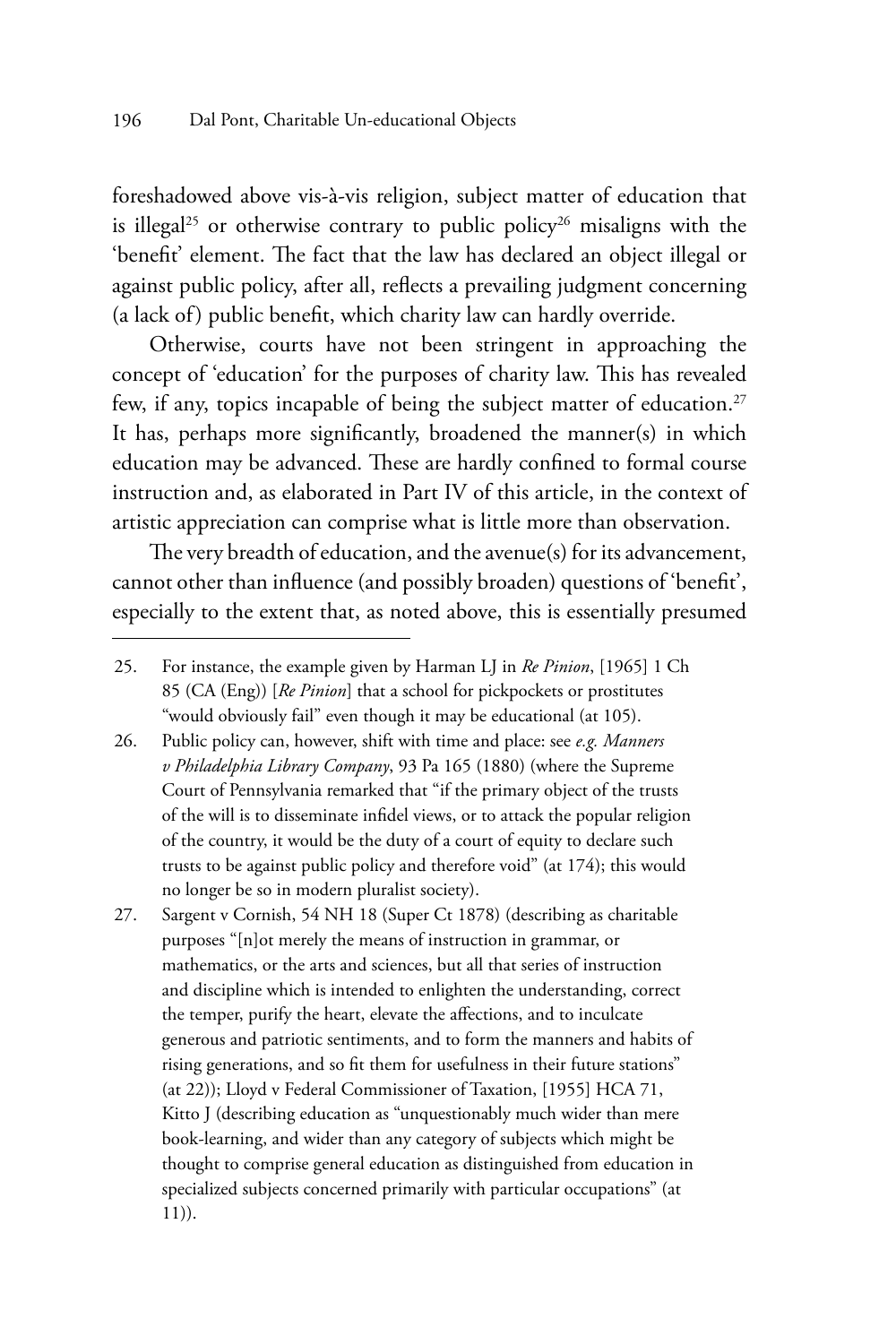foreshadowed above vis-à-vis religion, subject matter of education that is illegal[25] or otherwise contrary to public policy[26] misaligns with the 'benefit' element. The fact that the law has declared an object illegal or against public policy, after all, reflects a prevailing judgment concerning (a lack of) public benefit, which charity law can hardly override.

Otherwise, courts have not been stringent in approaching the concept of 'education' for the purposes of charity law. This has revealed few, if any, topics incapable of being the subject matter of education.[27] It has, perhaps more significantly, broadened the manner(s) in which education may be advanced. These are hardly confined to formal course instruction and, as elaborated in Part IV of this article, in the context of artistic appreciation can comprise what is little more than observation.

The very breadth of education, and the avenue(s) for its advancement, cannot other than influence (and possibly broaden) questions of 'benefit', especially to the extent that, as noted above, this is essentially presumed

---

25. For instance, the example given by Harman LJ in *Re Pinion*, [1965] 1 Ch 85 (CA (Eng)) [*Re Pinion*] that a school for pickpockets or prostitutes "would obviously fail" even though it may be educational (at 105).

26. Public policy can, however, shift with time and place: see *e.g. Manners v Philadelphia Library Company*, 93 Pa 165 (1880) (where the Supreme Court of Pennsylvania remarked that "if the primary object of the trusts of the will is to disseminate infidel views, or to attack the popular religion of the country, it would be the duty of a court of equity to declare such trusts to be against public policy and therefore void" (at 174); this would no longer be so in modern pluralist society).

27. Sargent v Cornish, 54 NH 18 (Super Ct 1878) (describing as charitable purposes "[n]ot merely the means of instruction in grammar, or mathematics, or the arts and sciences, but all that series of instruction and discipline which is intended to enlighten the understanding, correct the temper, purify the heart, elevate the affections, and to inculcate generous and patriotic sentiments, and to form the manners and habits of rising generations, and so fit them for usefulness in their future stations" (at 22)); Lloyd v Federal Commissioner of Taxation, [1955] HCA 71, Kitto J (describing education as "unquestionably much wider than mere book-learning, and wider than any category of subjects which might be thought to comprise general education as distinguished from education in specialized subjects concerned primarily with particular occupations" (at 11)).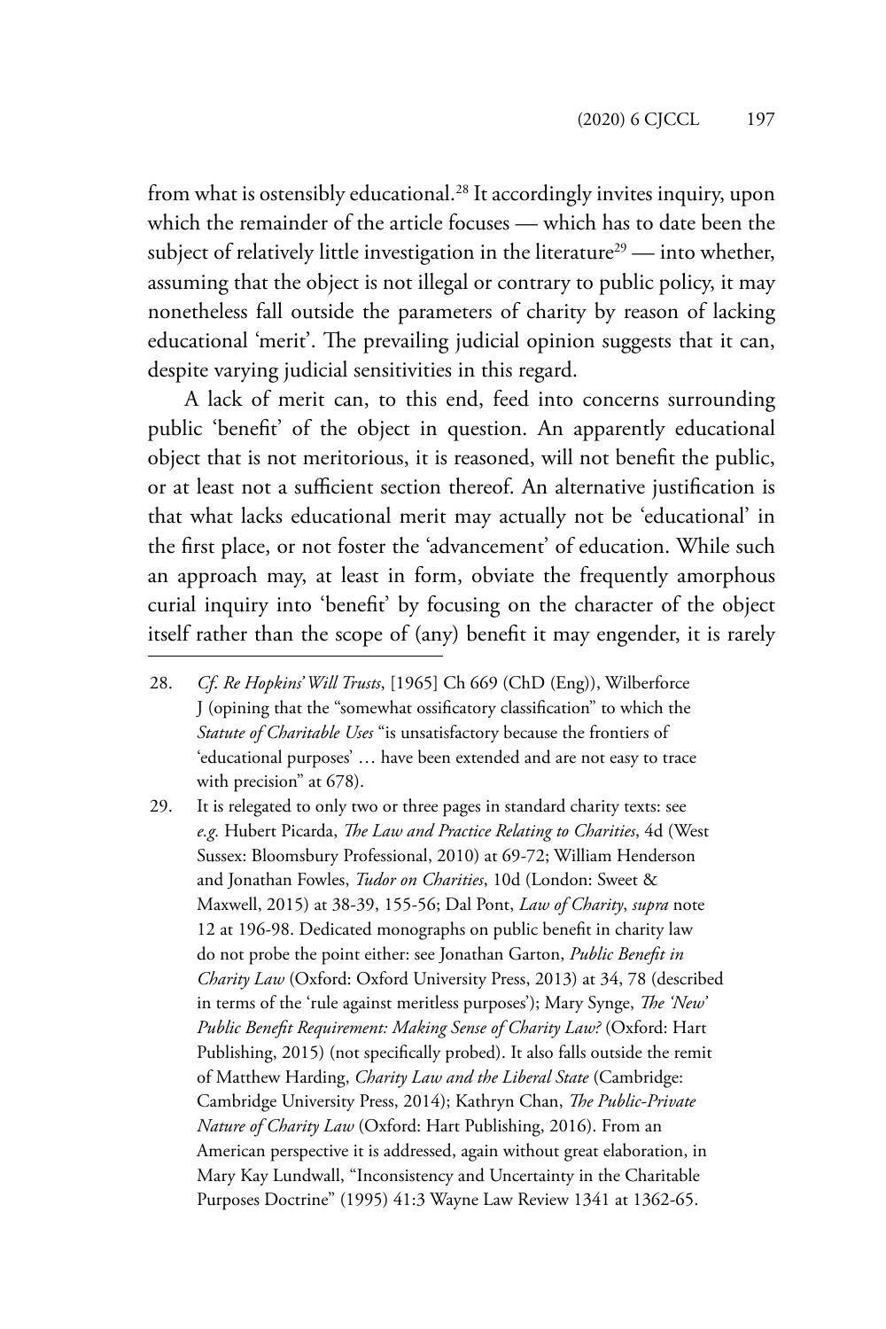from what is ostensibly educational.[28] It accordingly invites inquiry, upon which the remainder of the article focuses — which has to date been the subject of relatively little investigation in the literature[29] — into whether, assuming that the object is not illegal or contrary to public policy, it may nonetheless fall outside the parameters of charity by reason of lacking educational 'merit'. The prevailing judicial opinion suggests that it can, despite varying judicial sensitivities in this regard.

A lack of merit can, to this end, feed into concerns surrounding public 'benefit' of the object in question. An apparently educational object that is not meritorious, it is reasoned, will not benefit the public, or at least not a sufficient section thereof. An alternative justification is that what lacks educational merit may actually not be 'educational' in the first place, or not foster the 'advancement' of education. While such an approach may, at least in form, obviate the frequently amorphous curial inquiry into 'benefit' by focusing on the character of the object itself rather than the scope of (any) benefit it may engender, it is rarely

---

28. *Cf. Re Hopkins' Will Trusts*, [1965] Ch 669 (ChD (Eng)), Wilberforce J (opining that the "somewhat ossificatory classification" to which the *Statute of Charitable Uses* "is unsatisfactory because the frontiers of 'educational purposes' … have been extended and are not easy to trace with precision" at 678).

29. It is relegated to only two or three pages in standard charity texts: see *e.g.* Hubert Picarda, *The Law and Practice Relating to Charities*, 4d (West Sussex: Bloomsbury Professional, 2010) at 69-72; William Henderson and Jonathan Fowles, *Tudor on Charities*, 10d (London: Sweet & Maxwell, 2015) at 38-39, 155-56; Dal Pont, *Law of Charity*, *supra* note 12 at 196-98. Dedicated monographs on public benefit in charity law do not probe the point either: see Jonathan Garton, *Public Benefit in Charity Law* (Oxford: Oxford University Press, 2013) at 34, 78 (described in terms of the 'rule against meritless purposes'); Mary Synge, *The 'New' Public Benefit Requirement: Making Sense of Charity Law?* (Oxford: Hart Publishing, 2015) (not specifically probed). It also falls outside the remit of Matthew Harding, *Charity Law and the Liberal State* (Cambridge: Cambridge University Press, 2014); Kathryn Chan, *The Public-Private Nature of Charity Law* (Oxford: Hart Publishing, 2016). From an American perspective it is addressed, again without great elaboration, in Mary Kay Lundwall, "Inconsistency and Uncertainty in the Charitable Purposes Doctrine" (1995) 41:3 Wayne Law Review 1341 at 1362-65.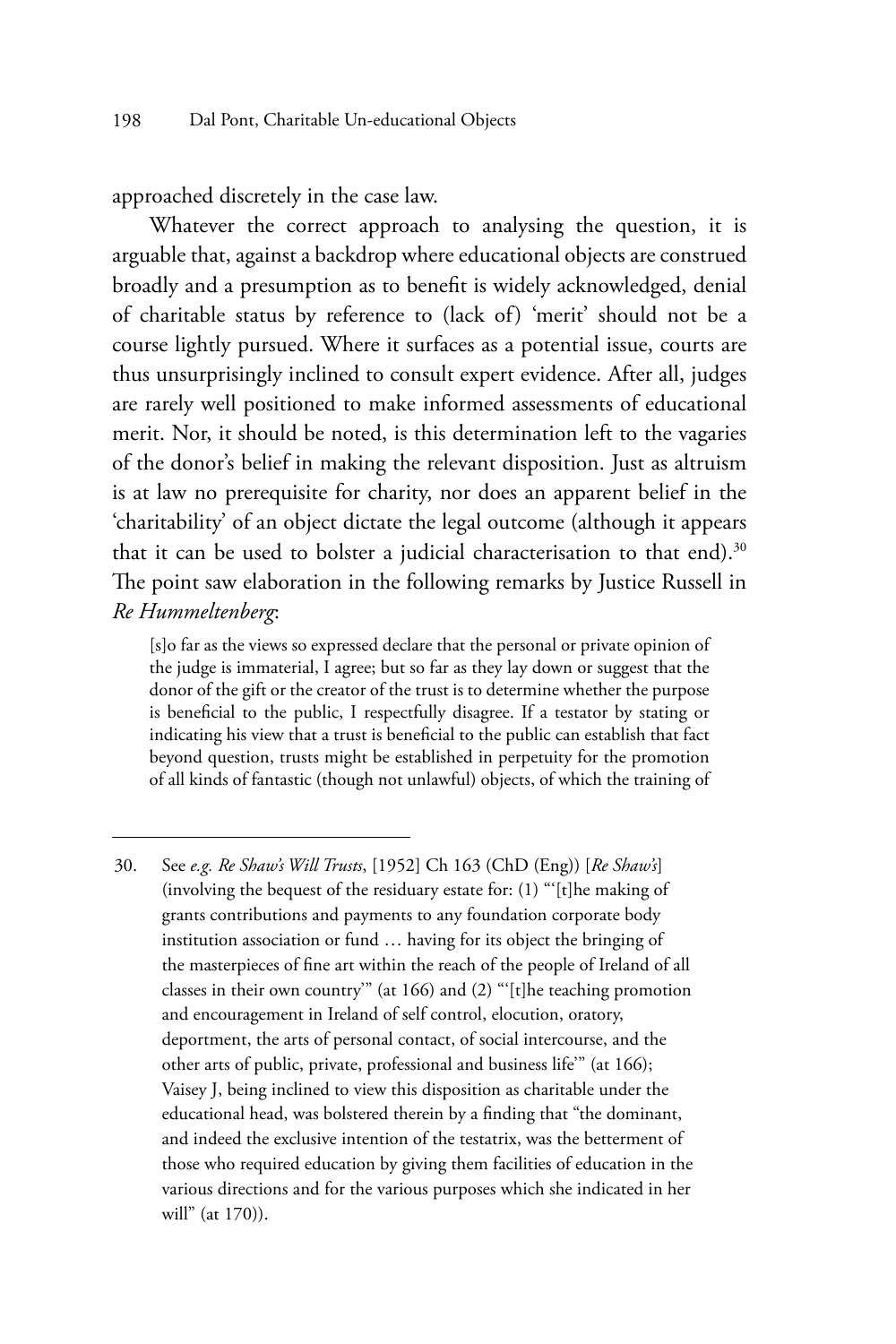approached discretely in the case law.

Whatever the correct approach to analysing the question, it is arguable that, against a backdrop where educational objects are construed broadly and a presumption as to benefit is widely acknowledged, denial of charitable status by reference to (lack of) 'merit' should not be a course lightly pursued. Where it surfaces as a potential issue, courts are thus unsurprisingly inclined to consult expert evidence. After all, judges are rarely well positioned to make informed assessments of educational merit. Nor, it should be noted, is this determination left to the vagaries of the donor's belief in making the relevant disposition. Just as altruism is at law no prerequisite for charity, nor does an apparent belief in the 'charitability' of an object dictate the legal outcome (although it appears that it can be used to bolster a judicial characterisation to that end).[30] The point saw elaboration in the following remarks by Justice Russell in *Re Hummeltenberg*:

> [s]o far as the views so expressed declare that the personal or private opinion of the judge is immaterial, I agree; but so far as they lay down or suggest that the donor of the gift or the creator of the trust is to determine whether the purpose is beneficial to the public, I respectfully disagree. If a testator by stating or indicating his view that a trust is beneficial to the public can establish that fact beyond question, trusts might be established in perpetuity for the promotion of all kinds of fantastic (though not unlawful) objects, of which the training of

---

30. See *e.g. Re Shaw's Will Trusts*, [1952] Ch 163 (ChD (Eng)) [*Re Shaw's*] (involving the bequest of the residuary estate for: (1) "'[t]he making of grants contributions and payments to any foundation corporate body institution association or fund … having for its object the bringing of the masterpieces of fine art within the reach of the people of Ireland of all classes in their own country'" (at 166) and (2) "'[t]he teaching promotion and encouragement in Ireland of self control, elocution, oratory, deportment, the arts of personal contact, of social intercourse, and the other arts of public, private, professional and business life'" (at 166); Vaisey J, being inclined to view this disposition as charitable under the educational head, was bolstered therein by a finding that "the dominant, and indeed the exclusive intention of the testatrix, was the betterment of those who required education by giving them facilities of education in the various directions and for the various purposes which she indicated in her will" (at 170)).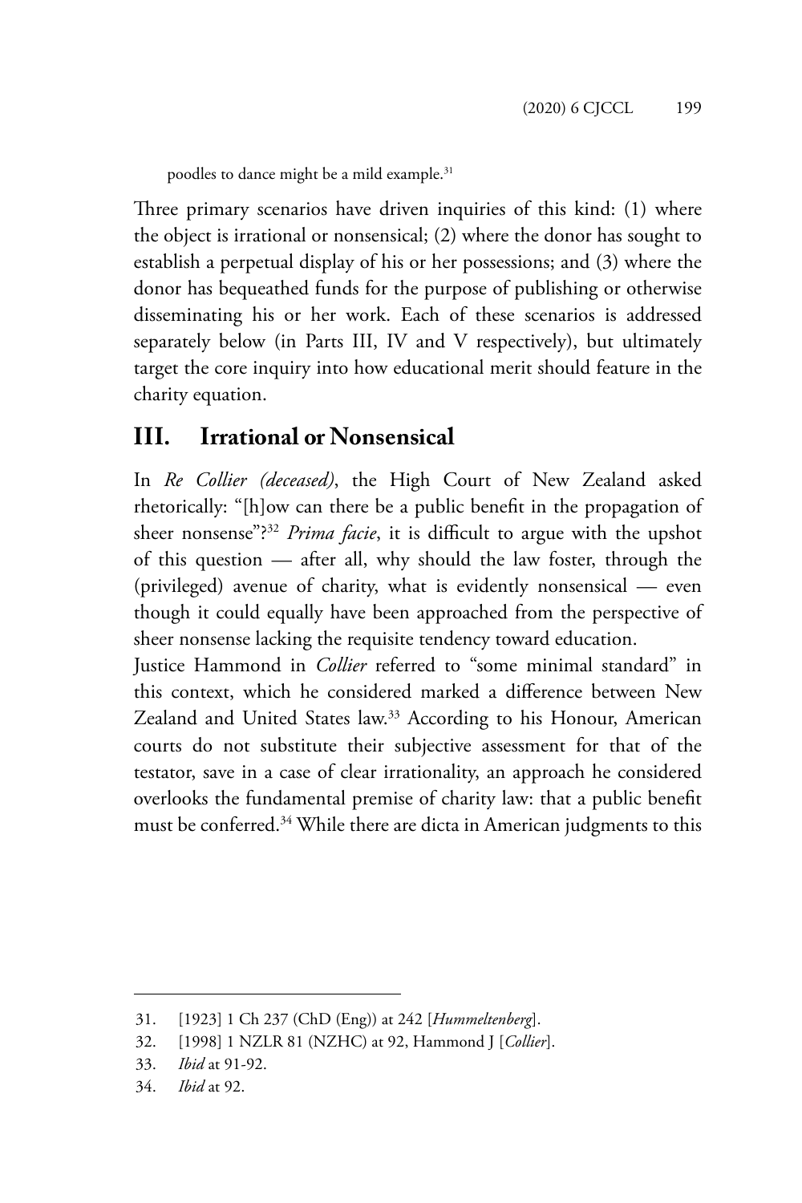poodles to dance might be a mild example.[31]

Three primary scenarios have driven inquiries of this kind: (1) where the object is irrational or nonsensical; (2) where the donor has sought to establish a perpetual display of his or her possessions; and (3) where the donor has bequeathed funds for the purpose of publishing or otherwise disseminating his or her work. Each of these scenarios is addressed separately below (in Parts III, IV and V respectively), but ultimately target the core inquiry into how educational merit should feature in the charity equation.

## III. Irrational or Nonsensical

In *Re Collier (deceased)*, the High Court of New Zealand asked rhetorically: "[h]ow can there be a public benefit in the propagation of sheer nonsense"?[32] *Prima facie*, it is difficult to argue with the upshot of this question — after all, why should the law foster, through the (privileged) avenue of charity, what is evidently nonsensical — even though it could equally have been approached from the perspective of sheer nonsense lacking the requisite tendency toward education.

Justice Hammond in *Collier* referred to "some minimal standard" in this context, which he considered marked a difference between New Zealand and United States law.[33] According to his Honour, American courts do not substitute their subjective assessment for that of the testator, save in a case of clear irrationality, an approach he considered overlooks the fundamental premise of charity law: that a public benefit must be conferred.[34] While there are dicta in American judgments to this

---

31. [1923] 1 Ch 237 (ChD (Eng)) at 242 [*Hummeltenberg*].
32. [1998] 1 NZLR 81 (NZHC) at 92, Hammond J [*Collier*].
33. *Ibid* at 91-92.
34. *Ibid* at 92.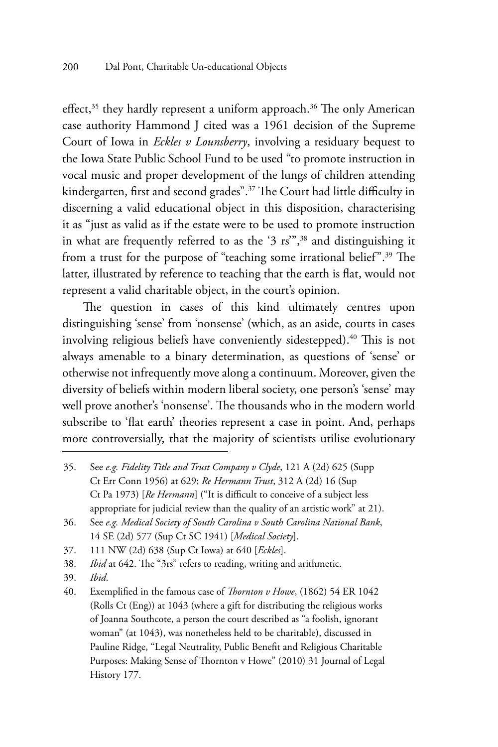effect,[35] they hardly represent a uniform approach.[36] The only American case authority Hammond J cited was a 1961 decision of the Supreme Court of Iowa in *Eckles v Lounsberry*, involving a residuary bequest to the Iowa State Public School Fund to be used "to promote instruction in vocal music and proper development of the lungs of children attending kindergarten, first and second grades".[37] The Court had little difficulty in discerning a valid educational object in this disposition, characterising it as "just as valid as if the estate were to be used to promote instruction in what are frequently referred to as the '3 rs'",[38] and distinguishing it from a trust for the purpose of "teaching some irrational belief".[39] The latter, illustrated by reference to teaching that the earth is flat, would not represent a valid charitable object, in the court's opinion.

The question in cases of this kind ultimately centres upon distinguishing 'sense' from 'nonsense' (which, as an aside, courts in cases involving religious beliefs have conveniently sidestepped).[40] This is not always amenable to a binary determination, as questions of 'sense' or otherwise not infrequently move along a continuum. Moreover, given the diversity of beliefs within modern liberal society, one person's 'sense' may well prove another's 'nonsense'. The thousands who in the modern world subscribe to 'flat earth' theories represent a case in point. And, perhaps more controversially, that the majority of scientists utilise evolutionary

---

35. See *e.g. Fidelity Title and Trust Company v Clyde*, 121 A (2d) 625 (Supp Ct Err Conn 1956) at 629; *Re Hermann Trust*, 312 A (2d) 16 (Sup Ct Pa 1973) [*Re Hermann*] ("It is difficult to conceive of a subject less appropriate for judicial review than the quality of an artistic work" at 21).
36. See *e.g. Medical Society of South Carolina v South Carolina National Bank*, 14 SE (2d) 577 (Sup Ct SC 1941) [*Medical Society*].
37. 111 NW (2d) 638 (Sup Ct Iowa) at 640 [*Eckles*].
38. *Ibid* at 642. The "3rs" refers to reading, writing and arithmetic.
39. *Ibid*.
40. Exemplified in the famous case of *Thornton v Howe*, (1862) 54 ER 1042 (Rolls Ct (Eng)) at 1043 (where a gift for distributing the religious works of Joanna Southcote, a person the court described as "a foolish, ignorant woman" (at 1043), was nonetheless held to be charitable), discussed in Pauline Ridge, "Legal Neutrality, Public Benefit and Religious Charitable Purposes: Making Sense of Thornton v Howe" (2010) 31 Journal of Legal History 177.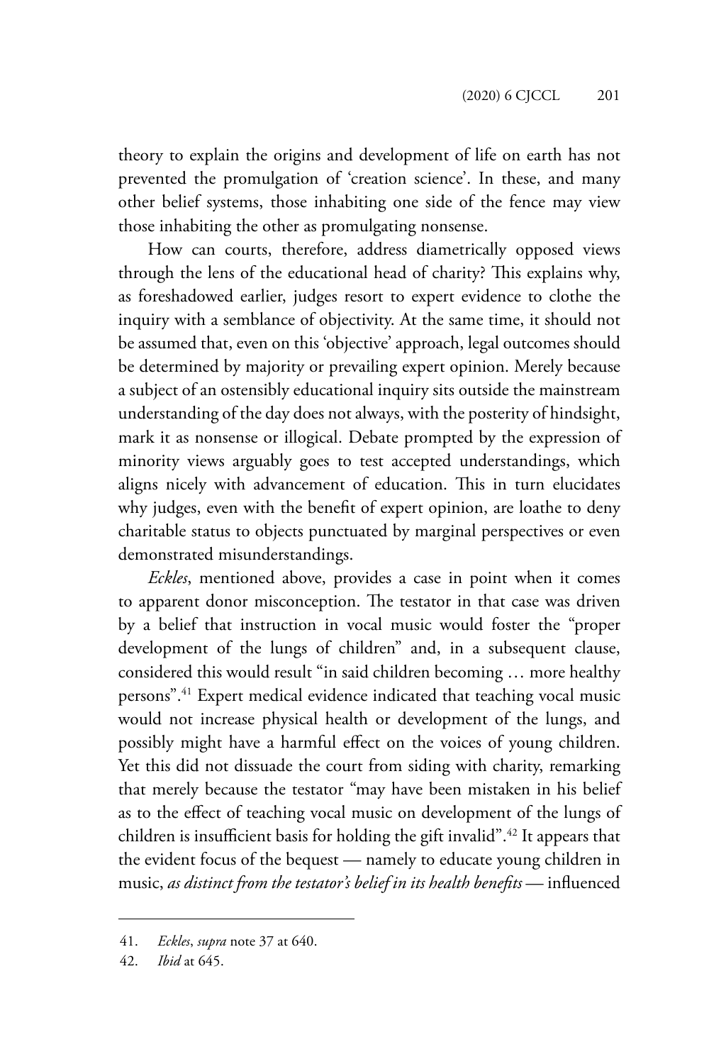theory to explain the origins and development of life on earth has not prevented the promulgation of 'creation science'. In these, and many other belief systems, those inhabiting one side of the fence may view those inhabiting the other as promulgating nonsense.

How can courts, therefore, address diametrically opposed views through the lens of the educational head of charity? This explains why, as foreshadowed earlier, judges resort to expert evidence to clothe the inquiry with a semblance of objectivity. At the same time, it should not be assumed that, even on this 'objective' approach, legal outcomes should be determined by majority or prevailing expert opinion. Merely because a subject of an ostensibly educational inquiry sits outside the mainstream understanding of the day does not always, with the posterity of hindsight, mark it as nonsense or illogical. Debate prompted by the expression of minority views arguably goes to test accepted understandings, which aligns nicely with advancement of education. This in turn elucidates why judges, even with the benefit of expert opinion, are loathe to deny charitable status to objects punctuated by marginal perspectives or even demonstrated misunderstandings.

*Eckles*, mentioned above, provides a case in point when it comes to apparent donor misconception. The testator in that case was driven by a belief that instruction in vocal music would foster the "proper development of the lungs of children" and, in a subsequent clause, considered this would result "in said children becoming … more healthy persons".[41] Expert medical evidence indicated that teaching vocal music would not increase physical health or development of the lungs, and possibly might have a harmful effect on the voices of young children. Yet this did not dissuade the court from siding with charity, remarking that merely because the testator "may have been mistaken in his belief as to the effect of teaching vocal music on development of the lungs of children is insufficient basis for holding the gift invalid".[42] It appears that the evident focus of the bequest — namely to educate young children in music, *as distinct from the testator's belief in its health benefits* — influenced

41. *Eckles*, *supra* note 37 at 640.

42. *Ibid* at 645.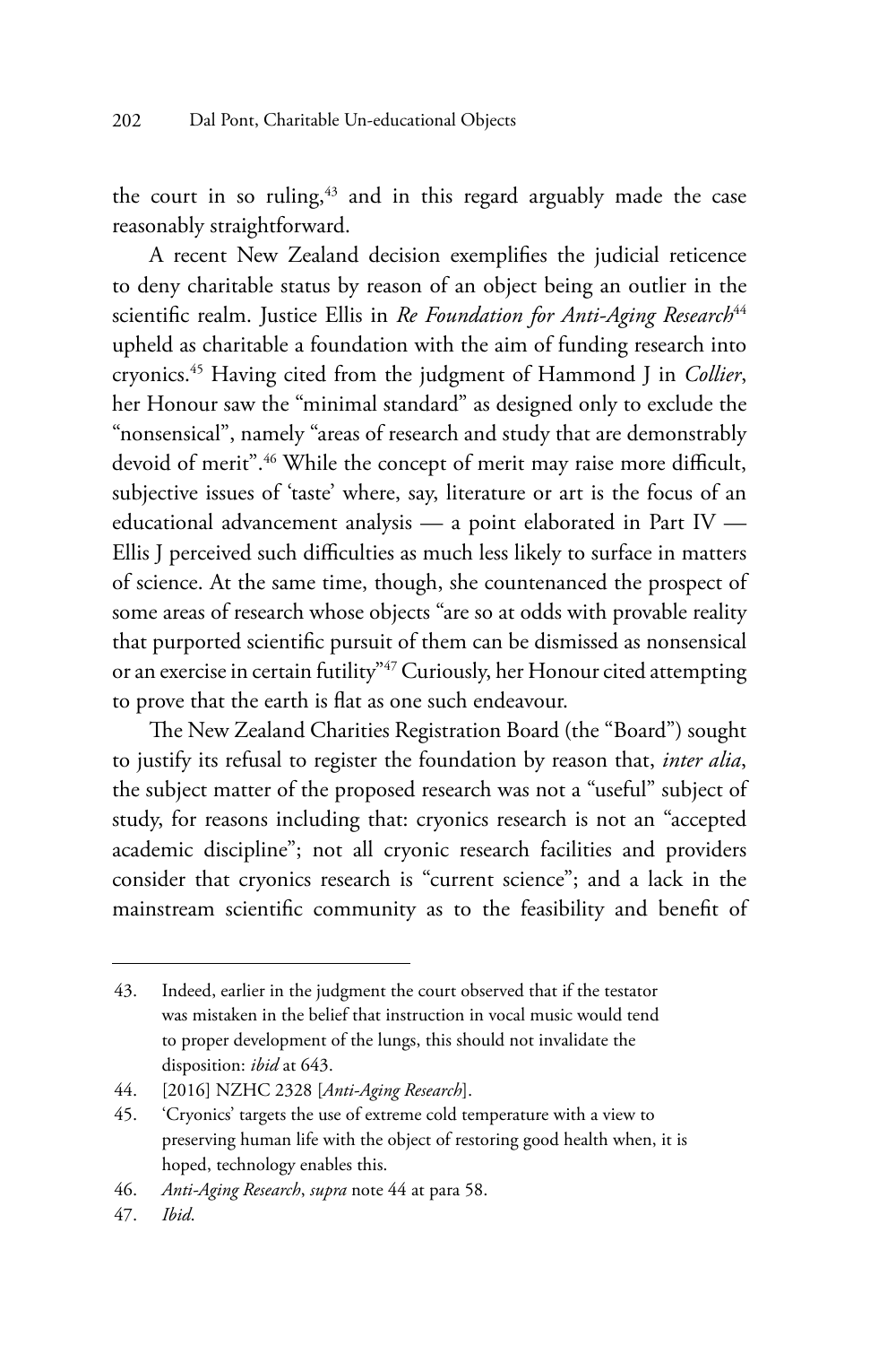the court in so ruling,[43] and in this regard arguably made the case reasonably straightforward.

A recent New Zealand decision exemplifies the judicial reticence to deny charitable status by reason of an object being an outlier in the scientific realm. Justice Ellis in *Re Foundation for Anti-Aging Research*[44] upheld as charitable a foundation with the aim of funding research into cryonics.[45] Having cited from the judgment of Hammond J in *Collier*, her Honour saw the "minimal standard" as designed only to exclude the "nonsensical", namely "areas of research and study that are demonstrably devoid of merit".[46] While the concept of merit may raise more difficult, subjective issues of 'taste' where, say, literature or art is the focus of an educational advancement analysis — a point elaborated in Part IV — Ellis J perceived such difficulties as much less likely to surface in matters of science. At the same time, though, she countenanced the prospect of some areas of research whose objects "are so at odds with provable reality that purported scientific pursuit of them can be dismissed as nonsensical or an exercise in certain futility"[47] Curiously, her Honour cited attempting to prove that the earth is flat as one such endeavour.

The New Zealand Charities Registration Board (the "Board") sought to justify its refusal to register the foundation by reason that, *inter alia*, the subject matter of the proposed research was not a "useful" subject of study, for reasons including that: cryonics research is not an "accepted academic discipline"; not all cryonic research facilities and providers consider that cryonics research is "current science"; and a lack in the mainstream scientific community as to the feasibility and benefit of

---

43. Indeed, earlier in the judgment the court observed that if the testator was mistaken in the belief that instruction in vocal music would tend to proper development of the lungs, this should not invalidate the disposition: *ibid* at 643.

44. [2016] NZHC 2328 [*Anti-Aging Research*].

45. 'Cryonics' targets the use of extreme cold temperature with a view to preserving human life with the object of restoring good health when, it is hoped, technology enables this.

46. *Anti-Aging Research*, *supra* note 44 at para 58.

47. *Ibid*.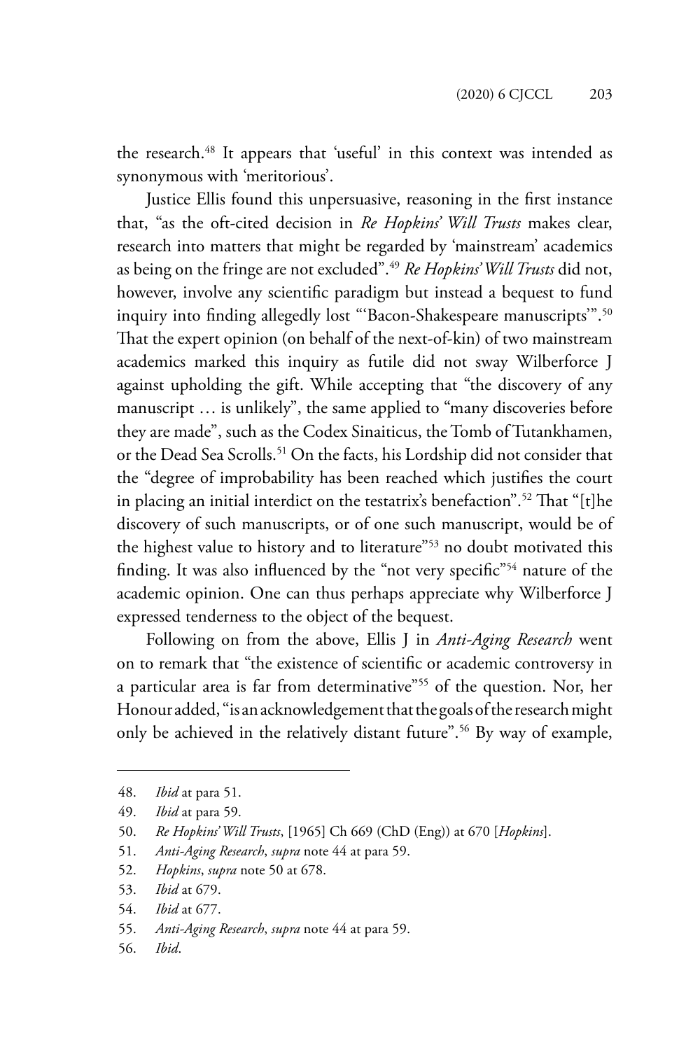the research.[48] It appears that 'useful' in this context was intended as synonymous with 'meritorious'.

Justice Ellis found this unpersuasive, reasoning in the first instance that, "as the oft-cited decision in *Re Hopkins' Will Trusts* makes clear, research into matters that might be regarded by 'mainstream' academics as being on the fringe are not excluded".[49] *Re Hopkins' Will Trusts* did not, however, involve any scientific paradigm but instead a bequest to fund inquiry into finding allegedly lost "'Bacon-Shakespeare manuscripts'".[50] That the expert opinion (on behalf of the next-of-kin) of two mainstream academics marked this inquiry as futile did not sway Wilberforce J against upholding the gift. While accepting that "the discovery of any manuscript … is unlikely", the same applied to "many discoveries before they are made", such as the Codex Sinaiticus, the Tomb of Tutankhamen, or the Dead Sea Scrolls.[51] On the facts, his Lordship did not consider that the "degree of improbability has been reached which justifies the court in placing an initial interdict on the testatrix's benefaction".[52] That "[t]he discovery of such manuscripts, or of one such manuscript, would be of the highest value to history and to literature"[53] no doubt motivated this finding. It was also influenced by the "not very specific"[54] nature of the academic opinion. One can thus perhaps appreciate why Wilberforce J expressed tenderness to the object of the bequest.

Following on from the above, Ellis J in *Anti-Aging Research* went on to remark that "the existence of scientific or academic controversy in a particular area is far from determinative"[55] of the question. Nor, her Honour added, "is an acknowledgement that the goals of the research might only be achieved in the relatively distant future".[56] By way of example,

---

48. *Ibid* at para 51.
49. *Ibid* at para 59.
50. *Re Hopkins' Will Trusts*, [1965] Ch 669 (ChD (Eng)) at 670 [*Hopkins*].
51. *Anti-Aging Research*, *supra* note 44 at para 59.
52. *Hopkins*, *supra* note 50 at 678.
53. *Ibid* at 679.
54. *Ibid* at 677.
55. *Anti-Aging Research*, *supra* note 44 at para 59.
56. *Ibid*.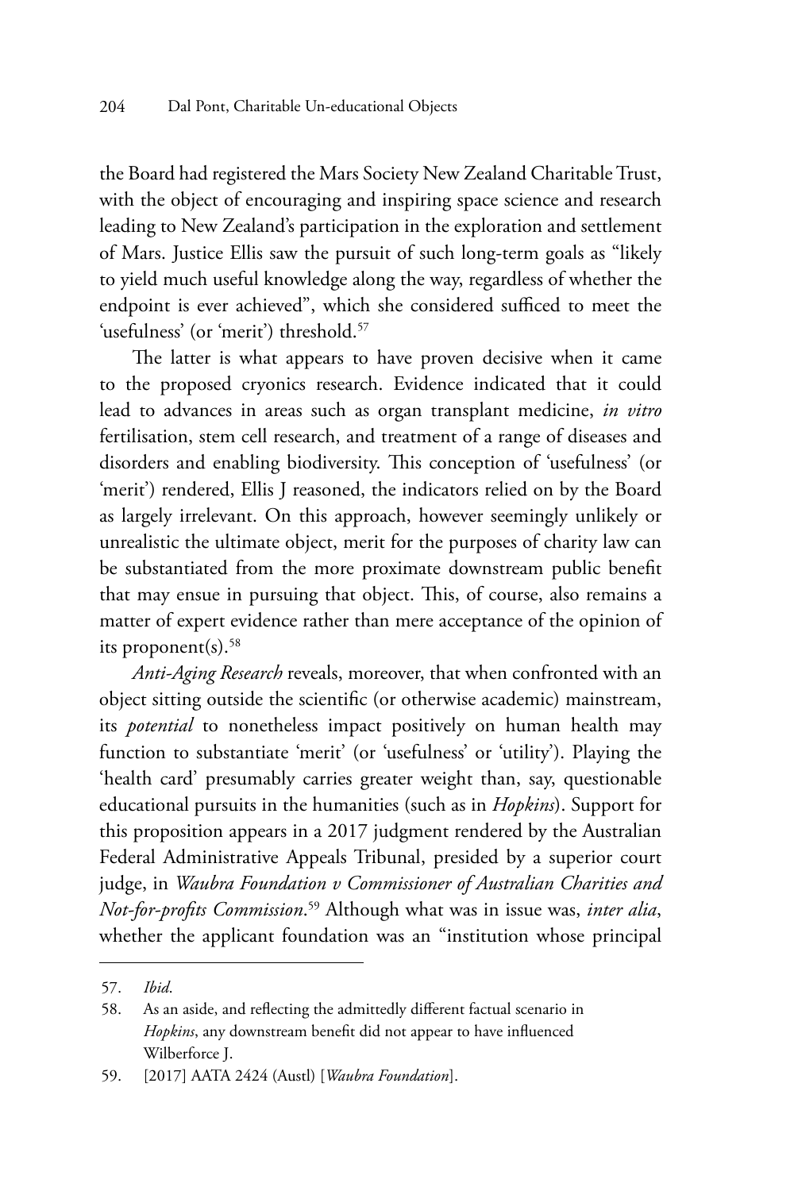the Board had registered the Mars Society New Zealand Charitable Trust, with the object of encouraging and inspiring space science and research leading to New Zealand's participation in the exploration and settlement of Mars. Justice Ellis saw the pursuit of such long-term goals as "likely to yield much useful knowledge along the way, regardless of whether the endpoint is ever achieved", which she considered sufficed to meet the 'usefulness' (or 'merit') threshold.[57]

The latter is what appears to have proven decisive when it came to the proposed cryonics research. Evidence indicated that it could lead to advances in areas such as organ transplant medicine, *in vitro* fertilisation, stem cell research, and treatment of a range of diseases and disorders and enabling biodiversity. This conception of 'usefulness' (or 'merit') rendered, Ellis J reasoned, the indicators relied on by the Board as largely irrelevant. On this approach, however seemingly unlikely or unrealistic the ultimate object, merit for the purposes of charity law can be substantiated from the more proximate downstream public benefit that may ensue in pursuing that object. This, of course, also remains a matter of expert evidence rather than mere acceptance of the opinion of its proponent(s).[58]

*Anti-Aging Research* reveals, moreover, that when confronted with an object sitting outside the scientific (or otherwise academic) mainstream, its *potential* to nonetheless impact positively on human health may function to substantiate 'merit' (or 'usefulness' or 'utility'). Playing the 'health card' presumably carries greater weight than, say, questionable educational pursuits in the humanities (such as in *Hopkins*). Support for this proposition appears in a 2017 judgment rendered by the Australian Federal Administrative Appeals Tribunal, presided by a superior court judge, in *Waubra Foundation v Commissioner of Australian Charities and Not-for-profits Commission*.[59] Although what was in issue was, *inter alia*, whether the applicant foundation was an "institution whose principal

57. *Ibid*.

58. As an aside, and reflecting the admittedly different factual scenario in *Hopkins*, any downstream benefit did not appear to have influenced Wilberforce J.

59. [2017] AATA 2424 (Austl) [*Waubra Foundation*].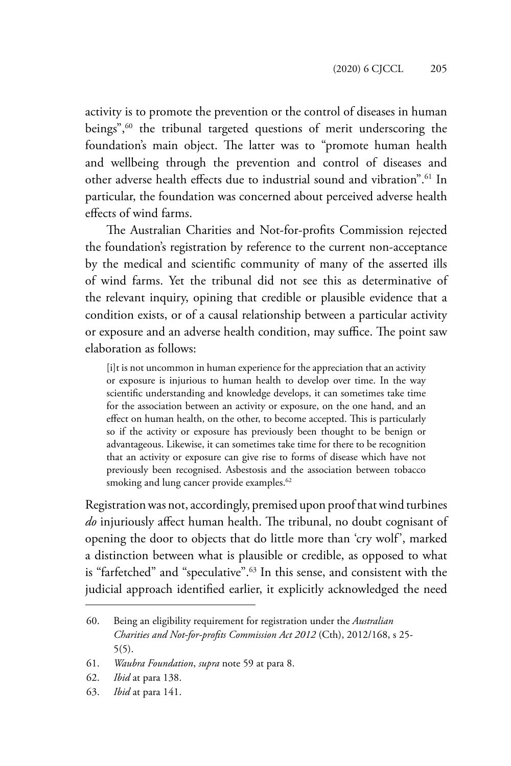activity is to promote the prevention or the control of diseases in human beings",[60] the tribunal targeted questions of merit underscoring the foundation's main object. The latter was to "promote human health and wellbeing through the prevention and control of diseases and other adverse health effects due to industrial sound and vibration".[61] In particular, the foundation was concerned about perceived adverse health effects of wind farms.

The Australian Charities and Not-for-profits Commission rejected the foundation's registration by reference to the current non-acceptance by the medical and scientific community of many of the asserted ills of wind farms. Yet the tribunal did not see this as determinative of the relevant inquiry, opining that credible or plausible evidence that a condition exists, or of a causal relationship between a particular activity or exposure and an adverse health condition, may suffice. The point saw elaboration as follows:

> [i]t is not uncommon in human experience for the appreciation that an activity or exposure is injurious to human health to develop over time. In the way scientific understanding and knowledge develops, it can sometimes take time for the association between an activity or exposure, on the one hand, and an effect on human health, on the other, to become accepted. This is particularly so if the activity or exposure has previously been thought to be benign or advantageous. Likewise, it can sometimes take time for there to be recognition that an activity or exposure can give rise to forms of disease which have not previously been recognised. Asbestosis and the association between tobacco smoking and lung cancer provide examples.[62]

Registration was not, accordingly, premised upon proof that wind turbines *do* injuriously affect human health. The tribunal, no doubt cognisant of opening the door to objects that do little more than 'cry wolf', marked a distinction between what is plausible or credible, as opposed to what is "farfetched" and "speculative".[63] In this sense, and consistent with the judicial approach identified earlier, it explicitly acknowledged the need

---

60. Being an eligibility requirement for registration under the *Australian Charities and Not-for-profits Commission Act 2012* (Cth), 2012/168, s 25-5(5).
61. *Waubra Foundation*, *supra* note 59 at para 8.
62. *Ibid* at para 138.
63. *Ibid* at para 141.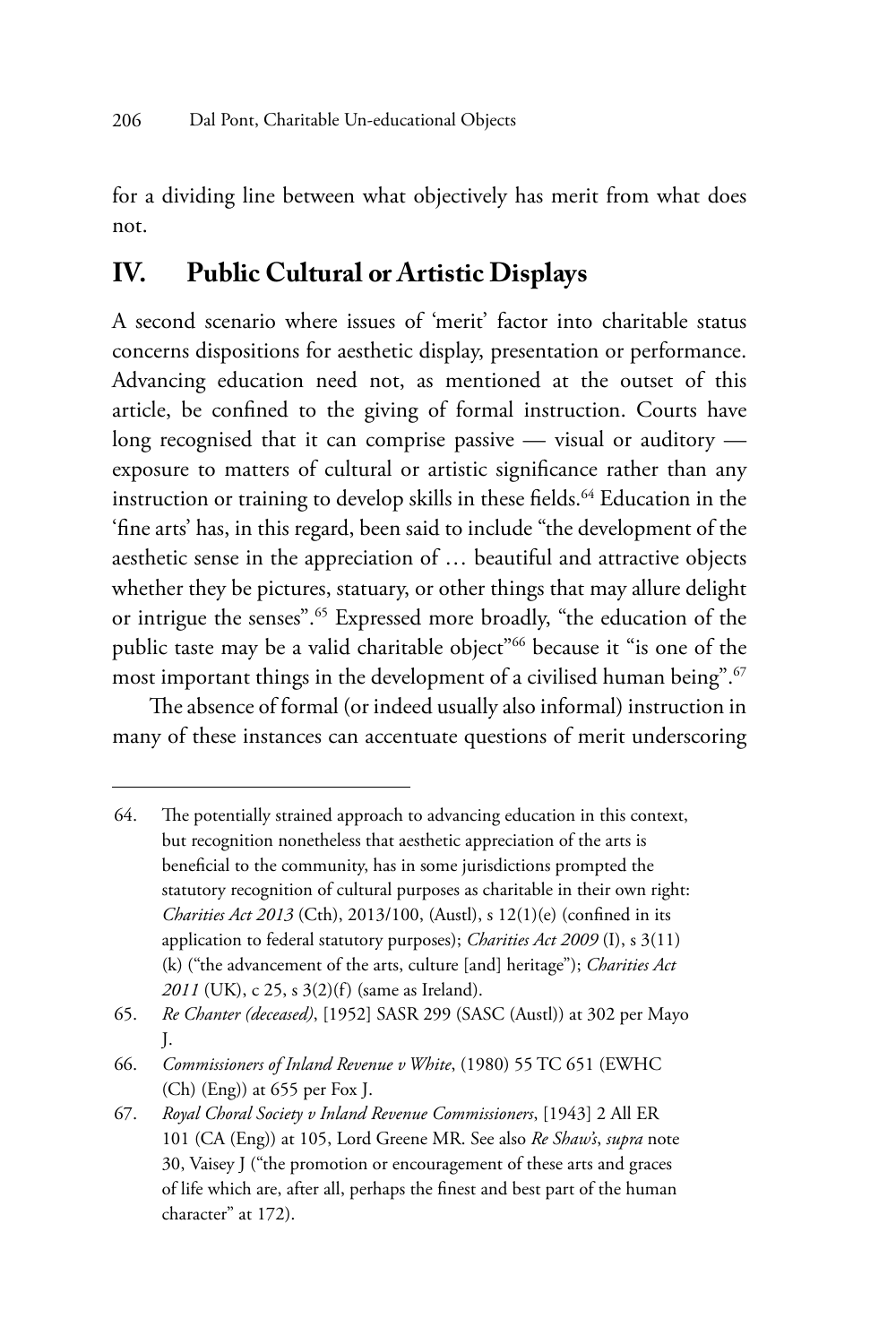for a dividing line between what objectively has merit from what does not.

## IV. Public Cultural or Artistic Displays

A second scenario where issues of 'merit' factor into charitable status concerns dispositions for aesthetic display, presentation or performance. Advancing education need not, as mentioned at the outset of this article, be confined to the giving of formal instruction. Courts have long recognised that it can comprise passive — visual or auditory — exposure to matters of cultural or artistic significance rather than any instruction or training to develop skills in these fields.[64] Education in the 'fine arts' has, in this regard, been said to include "the development of the aesthetic sense in the appreciation of … beautiful and attractive objects whether they be pictures, statuary, or other things that may allure delight or intrigue the senses".[65] Expressed more broadly, "the education of the public taste may be a valid charitable object"[66] because it "is one of the most important things in the development of a civilised human being".[67]

The absence of formal (or indeed usually also informal) instruction in many of these instances can accentuate questions of merit underscoring

---

64. The potentially strained approach to advancing education in this context, but recognition nonetheless that aesthetic appreciation of the arts is beneficial to the community, has in some jurisdictions prompted the statutory recognition of cultural purposes as charitable in their own right: *Charities Act 2013* (Cth), 2013/100, (Austl), s 12(1)(e) (confined in its application to federal statutory purposes); *Charities Act 2009* (I), s 3(11)(k) ("the advancement of the arts, culture [and] heritage"); *Charities Act 2011* (UK), c 25, s 3(2)(f) (same as Ireland).
65. *Re Chanter (deceased)*, [1952] SASR 299 (SASC (Austl)) at 302 per Mayo J.
66. *Commissioners of Inland Revenue v White*, (1980) 55 TC 651 (EWHC (Ch) (Eng)) at 655 per Fox J.
67. *Royal Choral Society v Inland Revenue Commissioners*, [1943] 2 All ER 101 (CA (Eng)) at 105, Lord Greene MR. See also *Re Shaw's*, *supra* note 30, Vaisey J ("the promotion or encouragement of these arts and graces of life which are, after all, perhaps the finest and best part of the human character" at 172).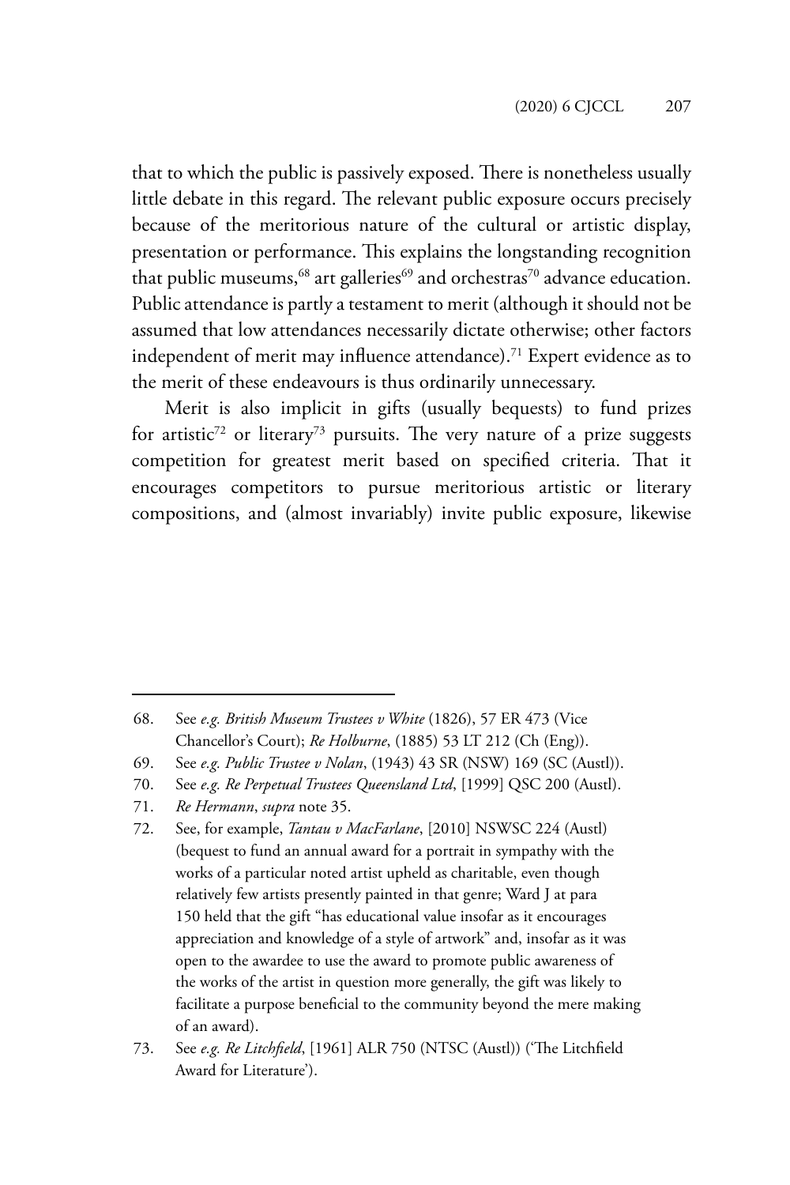that to which the public is passively exposed. There is nonetheless usually little debate in this regard. The relevant public exposure occurs precisely because of the meritorious nature of the cultural or artistic display, presentation or performance. This explains the longstanding recognition that public museums,[68] art galleries[69] and orchestras[70] advance education. Public attendance is partly a testament to merit (although it should not be assumed that low attendances necessarily dictate otherwise; other factors independent of merit may influence attendance).[71] Expert evidence as to the merit of these endeavours is thus ordinarily unnecessary.

Merit is also implicit in gifts (usually bequests) to fund prizes for artistic[72] or literary[73] pursuits. The very nature of a prize suggests competition for greatest merit based on specified criteria. That it encourages competitors to pursue meritorious artistic or literary compositions, and (almost invariably) invite public exposure, likewise

---

68. See *e.g. British Museum Trustees v White* (1826), 57 ER 473 (Vice Chancellor's Court); *Re Holburne*, (1885) 53 LT 212 (Ch (Eng)).
69. See *e.g. Public Trustee v Nolan*, (1943) 43 SR (NSW) 169 (SC (Austl)).
70. See *e.g. Re Perpetual Trustees Queensland Ltd*, [1999] QSC 200 (Austl).
71. *Re Hermann*, *supra* note 35.
72. See, for example, *Tantau v MacFarlane*, [2010] NSWSC 224 (Austl) (bequest to fund an annual award for a portrait in sympathy with the works of a particular noted artist upheld as charitable, even though relatively few artists presently painted in that genre; Ward J at para 150 held that the gift "has educational value insofar as it encourages appreciation and knowledge of a style of artwork" and, insofar as it was open to the awardee to use the award to promote public awareness of the works of the artist in question more generally, the gift was likely to facilitate a purpose beneficial to the community beyond the mere making of an award).
73. See *e.g. Re Litchfield*, [1961] ALR 750 (NTSC (Austl)) ('The Litchfield Award for Literature').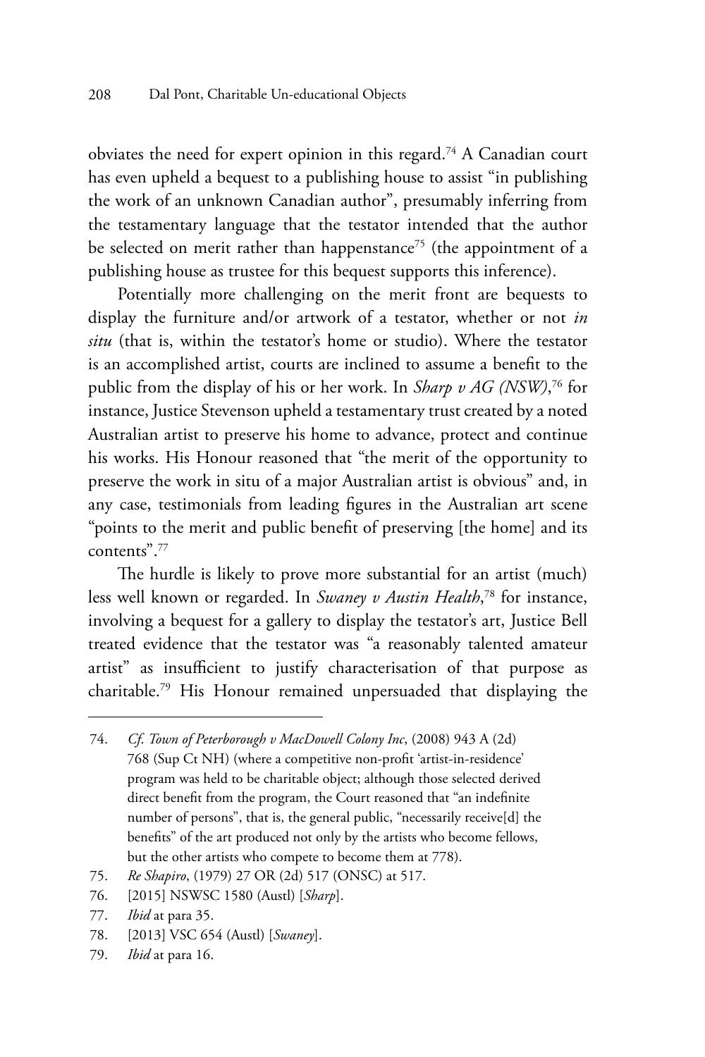obviates the need for expert opinion in this regard.[74] A Canadian court has even upheld a bequest to a publishing house to assist "in publishing the work of an unknown Canadian author", presumably inferring from the testamentary language that the testator intended that the author be selected on merit rather than happenstance[75] (the appointment of a publishing house as trustee for this bequest supports this inference).

Potentially more challenging on the merit front are bequests to display the furniture and/or artwork of a testator, whether or not *in situ* (that is, within the testator's home or studio). Where the testator is an accomplished artist, courts are inclined to assume a benefit to the public from the display of his or her work. In *Sharp v AG (NSW)*,[76] for instance, Justice Stevenson upheld a testamentary trust created by a noted Australian artist to preserve his home to advance, protect and continue his works. His Honour reasoned that "the merit of the opportunity to preserve the work in situ of a major Australian artist is obvious" and, in any case, testimonials from leading figures in the Australian art scene "points to the merit and public benefit of preserving [the home] and its contents".[77]

The hurdle is likely to prove more substantial for an artist (much) less well known or regarded. In *Swaney v Austin Health*,[78] for instance, involving a bequest for a gallery to display the testator's art, Justice Bell treated evidence that the testator was "a reasonably talented amateur artist" as insufficient to justify characterisation of that purpose as charitable.[79] His Honour remained unpersuaded that displaying the

---

74. *Cf. Town of Peterborough v MacDowell Colony Inc*, (2008) 943 A (2d) 768 (Sup Ct NH) (where a competitive non-profit 'artist-in-residence' program was held to be charitable object; although those selected derived direct benefit from the program, the Court reasoned that "an indefinite number of persons", that is, the general public, "necessarily receive[d] the benefits" of the art produced not only by the artists who become fellows, but the other artists who compete to become them at 778).
75. *Re Shapiro*, (1979) 27 OR (2d) 517 (ONSC) at 517.
76. [2015] NSWSC 1580 (Austl) [*Sharp*].
77. *Ibid* at para 35.
78. [2013] VSC 654 (Austl) [*Swaney*].
79. *Ibid* at para 16.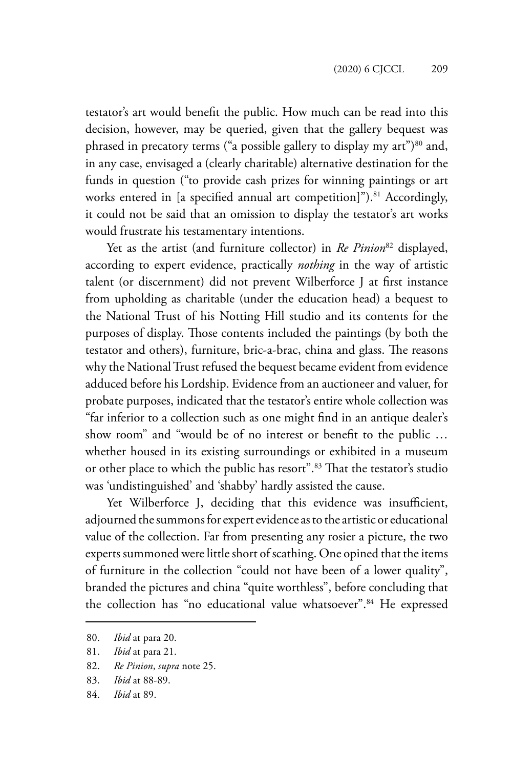testator's art would benefit the public. How much can be read into this decision, however, may be queried, given that the gallery bequest was phrased in precatory terms ("a possible gallery to display my art")[80] and, in any case, envisaged a (clearly charitable) alternative destination for the funds in question ("to provide cash prizes for winning paintings or art works entered in [a specified annual art competition]").[81] Accordingly, it could not be said that an omission to display the testator's art works would frustrate his testamentary intentions.

Yet as the artist (and furniture collector) in *Re Pinion*[82] displayed, according to expert evidence, practically *nothing* in the way of artistic talent (or discernment) did not prevent Wilberforce J at first instance from upholding as charitable (under the education head) a bequest to the National Trust of his Notting Hill studio and its contents for the purposes of display. Those contents included the paintings (by both the testator and others), furniture, bric-a-brac, china and glass. The reasons why the National Trust refused the bequest became evident from evidence adduced before his Lordship. Evidence from an auctioneer and valuer, for probate purposes, indicated that the testator's entire whole collection was "far inferior to a collection such as one might find in an antique dealer's show room" and "would be of no interest or benefit to the public … whether housed in its existing surroundings or exhibited in a museum or other place to which the public has resort".[83] That the testator's studio was 'undistinguished' and 'shabby' hardly assisted the cause.

Yet Wilberforce J, deciding that this evidence was insufficient, adjourned the summons for expert evidence as to the artistic or educational value of the collection. Far from presenting any rosier a picture, the two experts summoned were little short of scathing. One opined that the items of furniture in the collection "could not have been of a lower quality", branded the pictures and china "quite worthless", before concluding that the collection has "no educational value whatsoever".[84] He expressed

80. *Ibid* at para 20.

81. *Ibid* at para 21.

82. *Re Pinion*, *supra* note 25.

83. *Ibid* at 88-89.

84. *Ibid* at 89.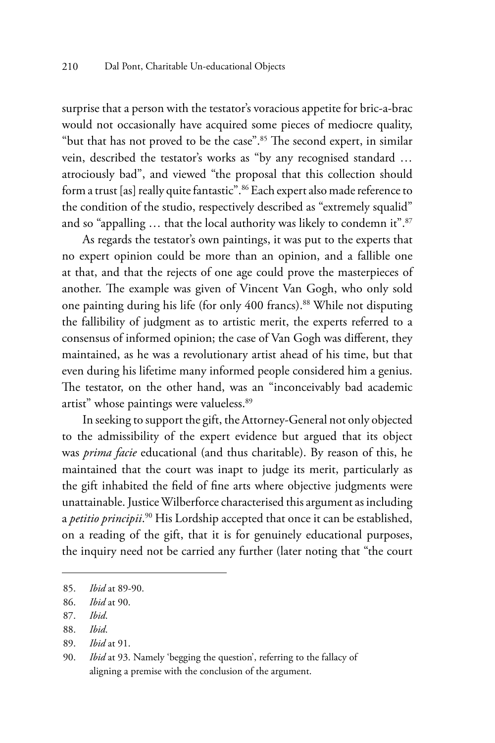surprise that a person with the testator's voracious appetite for bric-a-brac would not occasionally have acquired some pieces of mediocre quality, "but that has not proved to be the case".[85] The second expert, in similar vein, described the testator's works as "by any recognised standard … atrociously bad", and viewed "the proposal that this collection should form a trust [as] really quite fantastic".[86] Each expert also made reference to the condition of the studio, respectively described as "extremely squalid" and so "appalling … that the local authority was likely to condemn it".[87]

As regards the testator's own paintings, it was put to the experts that no expert opinion could be more than an opinion, and a fallible one at that, and that the rejects of one age could prove the masterpieces of another. The example was given of Vincent Van Gogh, who only sold one painting during his life (for only 400 francs).[88] While not disputing the fallibility of judgment as to artistic merit, the experts referred to a consensus of informed opinion; the case of Van Gogh was different, they maintained, as he was a revolutionary artist ahead of his time, but that even during his lifetime many informed people considered him a genius. The testator, on the other hand, was an "inconceivably bad academic artist" whose paintings were valueless.[89]

In seeking to support the gift, the Attorney-General not only objected to the admissibility of the expert evidence but argued that its object was *prima facie* educational (and thus charitable). By reason of this, he maintained that the court was inapt to judge its merit, particularly as the gift inhabited the field of fine arts where objective judgments were unattainable. Justice Wilberforce characterised this argument as including a *petitio principii*.[90] His Lordship accepted that once it can be established, on a reading of the gift, that it is for genuinely educational purposes, the inquiry need not be carried any further (later noting that "the court

---

85. *Ibid* at 89-90.
86. *Ibid* at 90.
87. *Ibid*.
88. *Ibid*.
89. *Ibid* at 91.
90. *Ibid* at 93. Namely 'begging the question', referring to the fallacy of aligning a premise with the conclusion of the argument.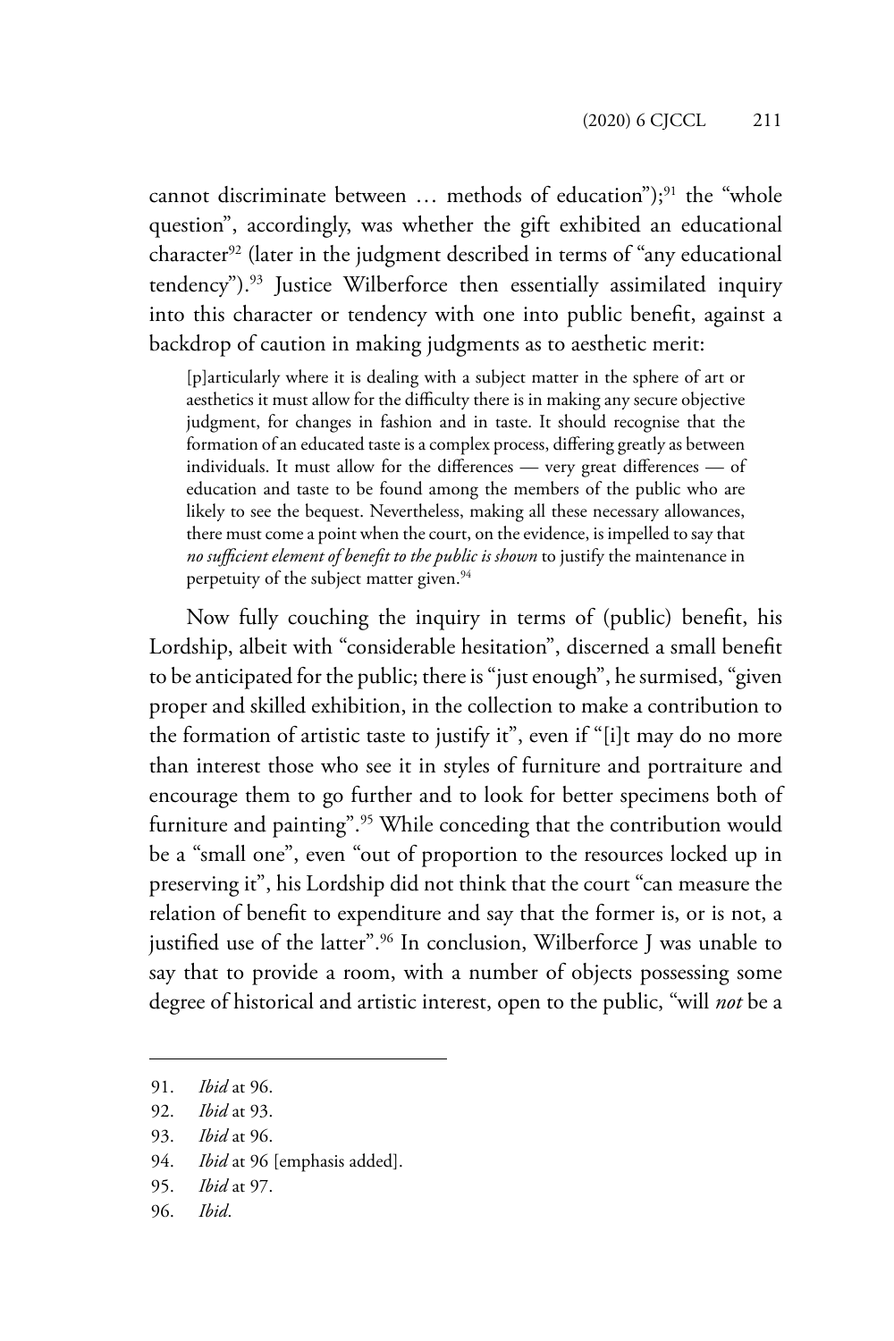cannot discriminate between … methods of education");[91] the "whole question", accordingly, was whether the gift exhibited an educational character[92] (later in the judgment described in terms of "any educational tendency").[93] Justice Wilberforce then essentially assimilated inquiry into this character or tendency with one into public benefit, against a backdrop of caution in making judgments as to aesthetic merit:

> [p]articularly where it is dealing with a subject matter in the sphere of art or aesthetics it must allow for the difficulty there is in making any secure objective judgment, for changes in fashion and in taste. It should recognise that the formation of an educated taste is a complex process, differing greatly as between individuals. It must allow for the differences — very great differences — of education and taste to be found among the members of the public who are likely to see the bequest. Nevertheless, making all these necessary allowances, there must come a point when the court, on the evidence, is impelled to say that *no sufficient element of benefit to the public is shown* to justify the maintenance in perpetuity of the subject matter given.[94]

Now fully couching the inquiry in terms of (public) benefit, his Lordship, albeit with "considerable hesitation", discerned a small benefit to be anticipated for the public; there is "just enough", he surmised, "given proper and skilled exhibition, in the collection to make a contribution to the formation of artistic taste to justify it", even if "[i]t may do no more than interest those who see it in styles of furniture and portraiture and encourage them to go further and to look for better specimens both of furniture and painting".[95] While conceding that the contribution would be a "small one", even "out of proportion to the resources locked up in preserving it", his Lordship did not think that the court "can measure the relation of benefit to expenditure and say that the former is, or is not, a justified use of the latter".[96] In conclusion, Wilberforce J was unable to say that to provide a room, with a number of objects possessing some degree of historical and artistic interest, open to the public, "will *not* be a

---

91. *Ibid* at 96.
92. *Ibid* at 93.
93. *Ibid* at 96.
94. *Ibid* at 96 [emphasis added].
95. *Ibid* at 97.
96. *Ibid*.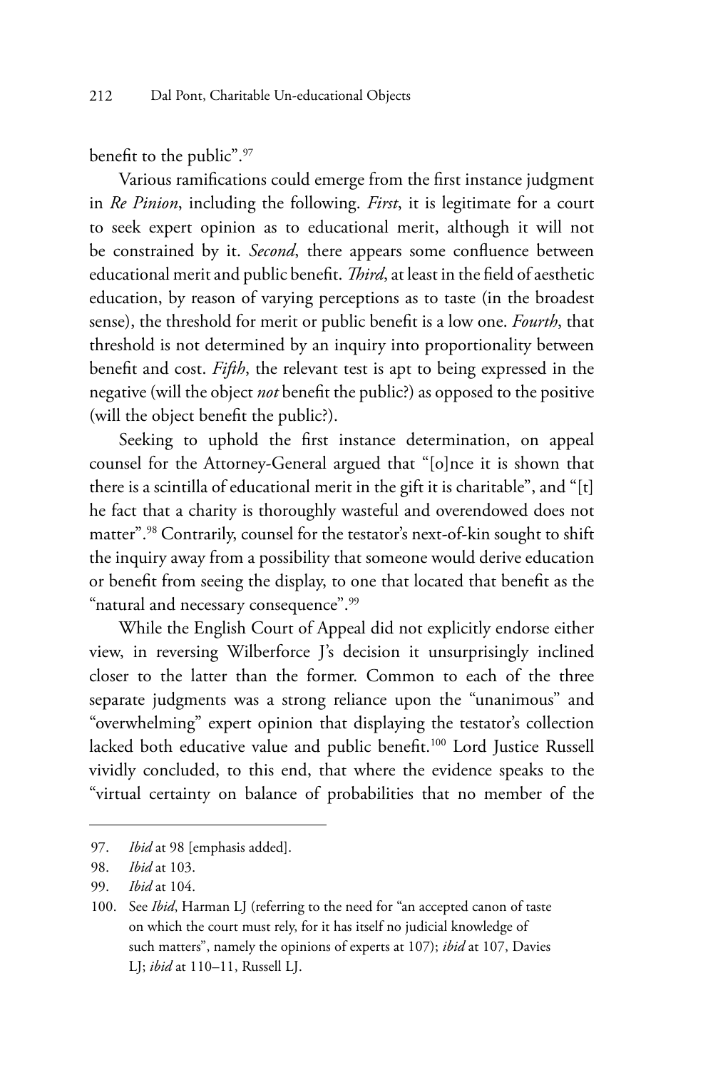benefit to the public".[97]

Various ramifications could emerge from the first instance judgment in *Re Pinion*, including the following. *First*, it is legitimate for a court to seek expert opinion as to educational merit, although it will not be constrained by it. *Second*, there appears some confluence between educational merit and public benefit. *Third*, at least in the field of aesthetic education, by reason of varying perceptions as to taste (in the broadest sense), the threshold for merit or public benefit is a low one. *Fourth*, that threshold is not determined by an inquiry into proportionality between benefit and cost. *Fifth*, the relevant test is apt to being expressed in the negative (will the object *not* benefit the public?) as opposed to the positive (will the object benefit the public?).

Seeking to uphold the first instance determination, on appeal counsel for the Attorney-General argued that "[o]nce it is shown that there is a scintilla of educational merit in the gift it is charitable", and "[t]he fact that a charity is thoroughly wasteful and overendowed does not matter".[98] Contrarily, counsel for the testator's next-of-kin sought to shift the inquiry away from a possibility that someone would derive education or benefit from seeing the display, to one that located that benefit as the "natural and necessary consequence".[99]

While the English Court of Appeal did not explicitly endorse either view, in reversing Wilberforce J's decision it unsurprisingly inclined closer to the latter than the former. Common to each of the three separate judgments was a strong reliance upon the "unanimous" and "overwhelming" expert opinion that displaying the testator's collection lacked both educative value and public benefit.[100] Lord Justice Russell vividly concluded, to this end, that where the evidence speaks to the "virtual certainty on balance of probabilities that no member of the

---

97. *Ibid* at 98 [emphasis added].

98. *Ibid* at 103.

99. *Ibid* at 104.

100. See *Ibid*, Harman LJ (referring to the need for "an accepted canon of taste on which the court must rely, for it has itself no judicial knowledge of such matters", namely the opinions of experts at 107); *ibid* at 107, Davies LJ; *ibid* at 110–11, Russell LJ.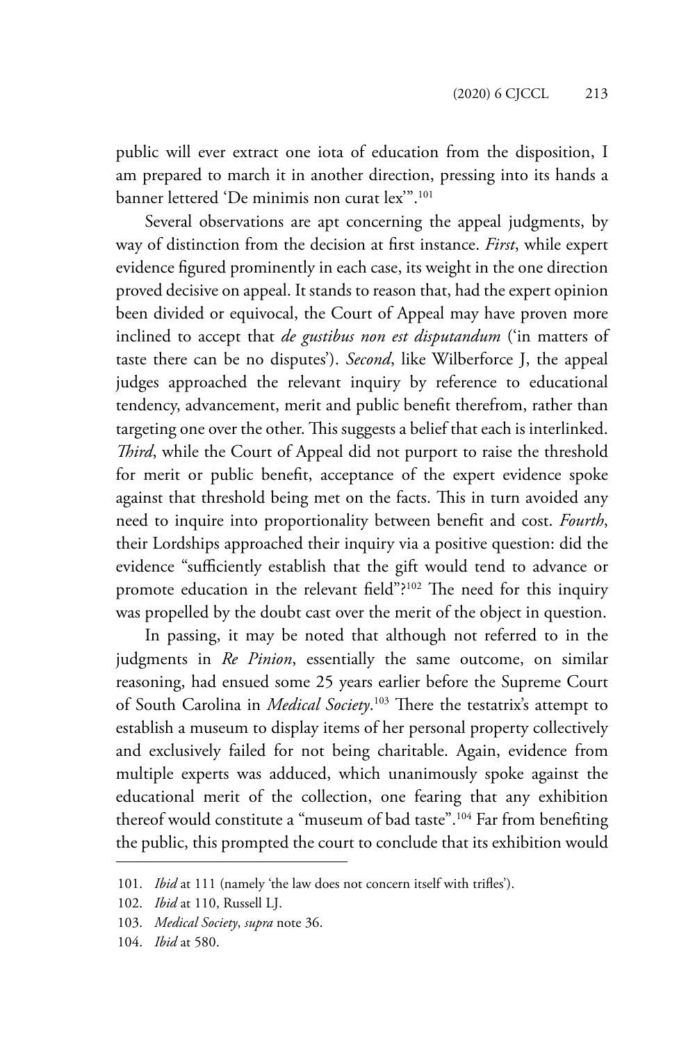public will ever extract one iota of education from the disposition, I am prepared to march it in another direction, pressing into its hands a banner lettered 'De minimis non curat lex'".[101]

Several observations are apt concerning the appeal judgments, by way of distinction from the decision at first instance. *First*, while expert evidence figured prominently in each case, its weight in the one direction proved decisive on appeal. It stands to reason that, had the expert opinion been divided or equivocal, the Court of Appeal may have proven more inclined to accept that *de gustibus non est disputandum* ('in matters of taste there can be no disputes'). *Second*, like Wilberforce J, the appeal judges approached the relevant inquiry by reference to educational tendency, advancement, merit and public benefit therefrom, rather than targeting one over the other. This suggests a belief that each is interlinked. *Third*, while the Court of Appeal did not purport to raise the threshold for merit or public benefit, acceptance of the expert evidence spoke against that threshold being met on the facts. This in turn avoided any need to inquire into proportionality between benefit and cost. *Fourth*, their Lordships approached their inquiry via a positive question: did the evidence "sufficiently establish that the gift would tend to advance or promote education in the relevant field"?[102] The need for this inquiry was propelled by the doubt cast over the merit of the object in question.

In passing, it may be noted that although not referred to in the judgments in *Re Pinion*, essentially the same outcome, on similar reasoning, had ensued some 25 years earlier before the Supreme Court of South Carolina in *Medical Society*.[103] There the testatrix's attempt to establish a museum to display items of her personal property collectively and exclusively failed for not being charitable. Again, evidence from multiple experts was adduced, which unanimously spoke against the educational merit of the collection, one fearing that any exhibition thereof would constitute a "museum of bad taste".[104] Far from benefiting the public, this prompted the court to conclude that its exhibition would

---

101. *Ibid* at 111 (namely 'the law does not concern itself with trifles').

102. *Ibid* at 110, Russell LJ.

103. *Medical Society*, *supra* note 36.

104. *Ibid* at 580.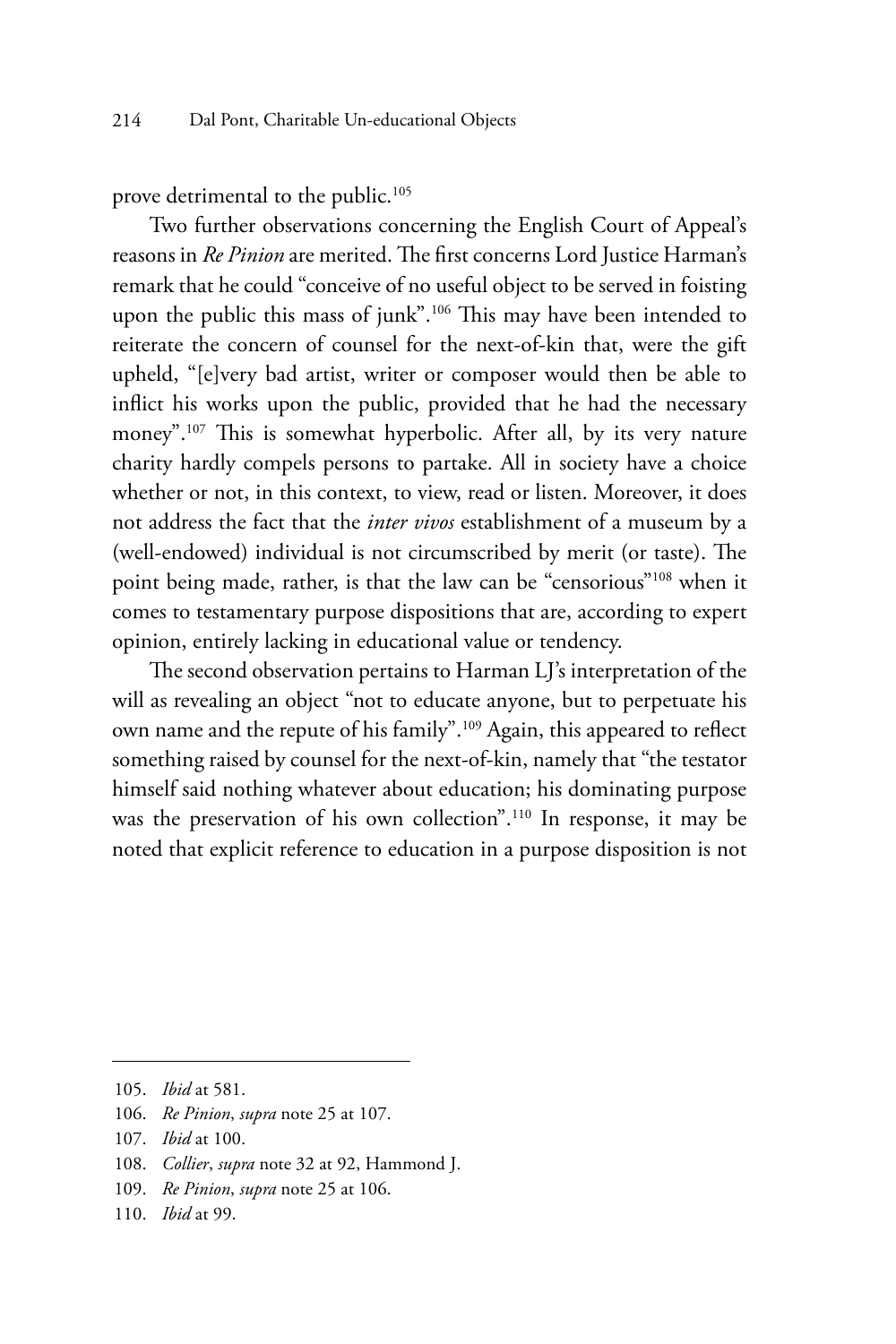prove detrimental to the public.[105]

Two further observations concerning the English Court of Appeal's reasons in *Re Pinion* are merited. The first concerns Lord Justice Harman's remark that he could "conceive of no useful object to be served in foisting upon the public this mass of junk".[106] This may have been intended to reiterate the concern of counsel for the next-of-kin that, were the gift upheld, "[e]very bad artist, writer or composer would then be able to inflict his works upon the public, provided that he had the necessary money".[107] This is somewhat hyperbolic. After all, by its very nature charity hardly compels persons to partake. All in society have a choice whether or not, in this context, to view, read or listen. Moreover, it does not address the fact that the *inter vivos* establishment of a museum by a (well-endowed) individual is not circumscribed by merit (or taste). The point being made, rather, is that the law can be "censorious"[108] when it comes to testamentary purpose dispositions that are, according to expert opinion, entirely lacking in educational value or tendency.

The second observation pertains to Harman LJ's interpretation of the will as revealing an object "not to educate anyone, but to perpetuate his own name and the repute of his family".[109] Again, this appeared to reflect something raised by counsel for the next-of-kin, namely that "the testator himself said nothing whatever about education; his dominating purpose was the preservation of his own collection".[110] In response, it may be noted that explicit reference to education in a purpose disposition is not

---

105. *Ibid* at 581.
106. *Re Pinion*, *supra* note 25 at 107.
107. *Ibid* at 100.
108. *Collier*, *supra* note 32 at 92, Hammond J.
109. *Re Pinion*, *supra* note 25 at 106.
110. *Ibid* at 99.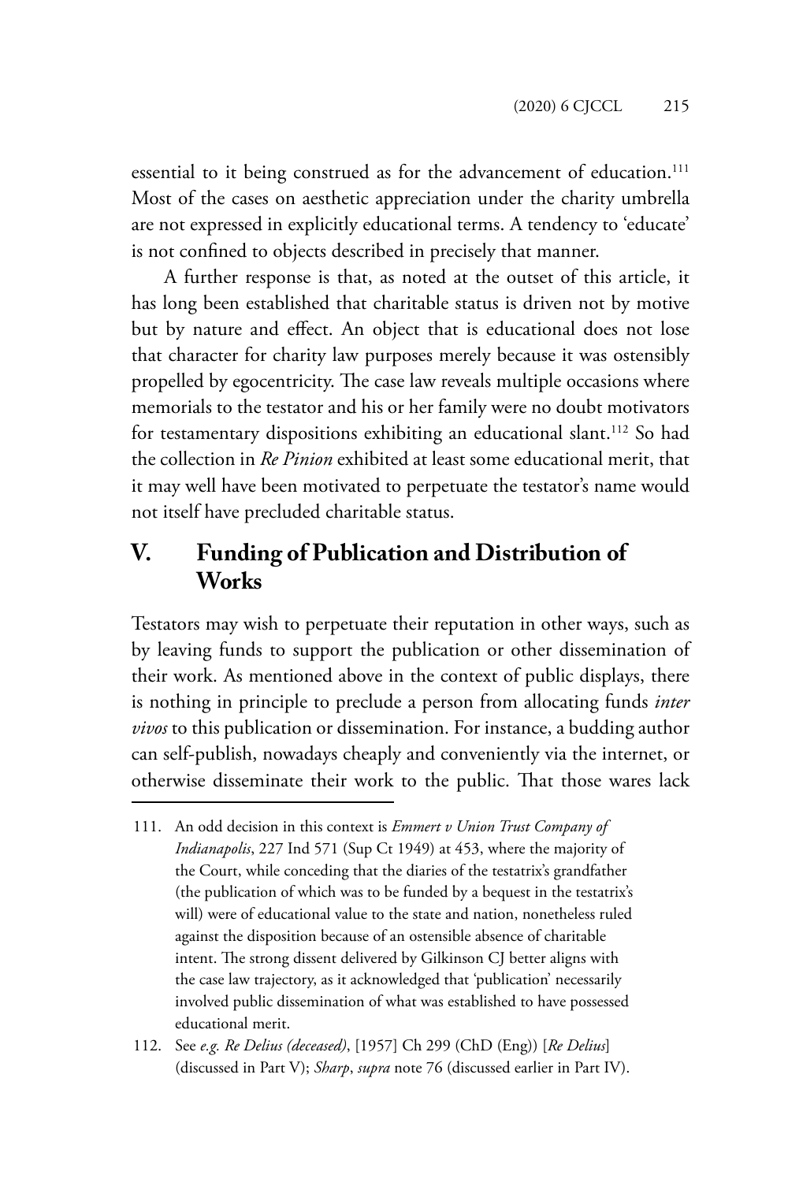essential to it being construed as for the advancement of education.[111] Most of the cases on aesthetic appreciation under the charity umbrella are not expressed in explicitly educational terms. A tendency to 'educate' is not confined to objects described in precisely that manner.

A further response is that, as noted at the outset of this article, it has long been established that charitable status is driven not by motive but by nature and effect. An object that is educational does not lose that character for charity law purposes merely because it was ostensibly propelled by egocentricity. The case law reveals multiple occasions where memorials to the testator and his or her family were no doubt motivators for testamentary dispositions exhibiting an educational slant.[112] So had the collection in *Re Pinion* exhibited at least some educational merit, that it may well have been motivated to perpetuate the testator's name would not itself have precluded charitable status.

## V. Funding of Publication and Distribution of Works

Testators may wish to perpetuate their reputation in other ways, such as by leaving funds to support the publication or other dissemination of their work. As mentioned above in the context of public displays, there is nothing in principle to preclude a person from allocating funds *inter vivos* to this publication or dissemination. For instance, a budding author can self-publish, nowadays cheaply and conveniently via the internet, or otherwise disseminate their work to the public. That those wares lack

---

111. An odd decision in this context is *Emmert v Union Trust Company of Indianapolis*, 227 Ind 571 (Sup Ct 1949) at 453, where the majority of the Court, while conceding that the diaries of the testatrix's grandfather (the publication of which was to be funded by a bequest in the testatrix's will) were of educational value to the state and nation, nonetheless ruled against the disposition because of an ostensible absence of charitable intent. The strong dissent delivered by Gilkinson CJ better aligns with the case law trajectory, as it acknowledged that 'publication' necessarily involved public dissemination of what was established to have possessed educational merit.

112. See *e.g. Re Delius (deceased)*, [1957] Ch 299 (ChD (Eng)) [*Re Delius*] (discussed in Part V); *Sharp*, *supra* note 76 (discussed earlier in Part IV).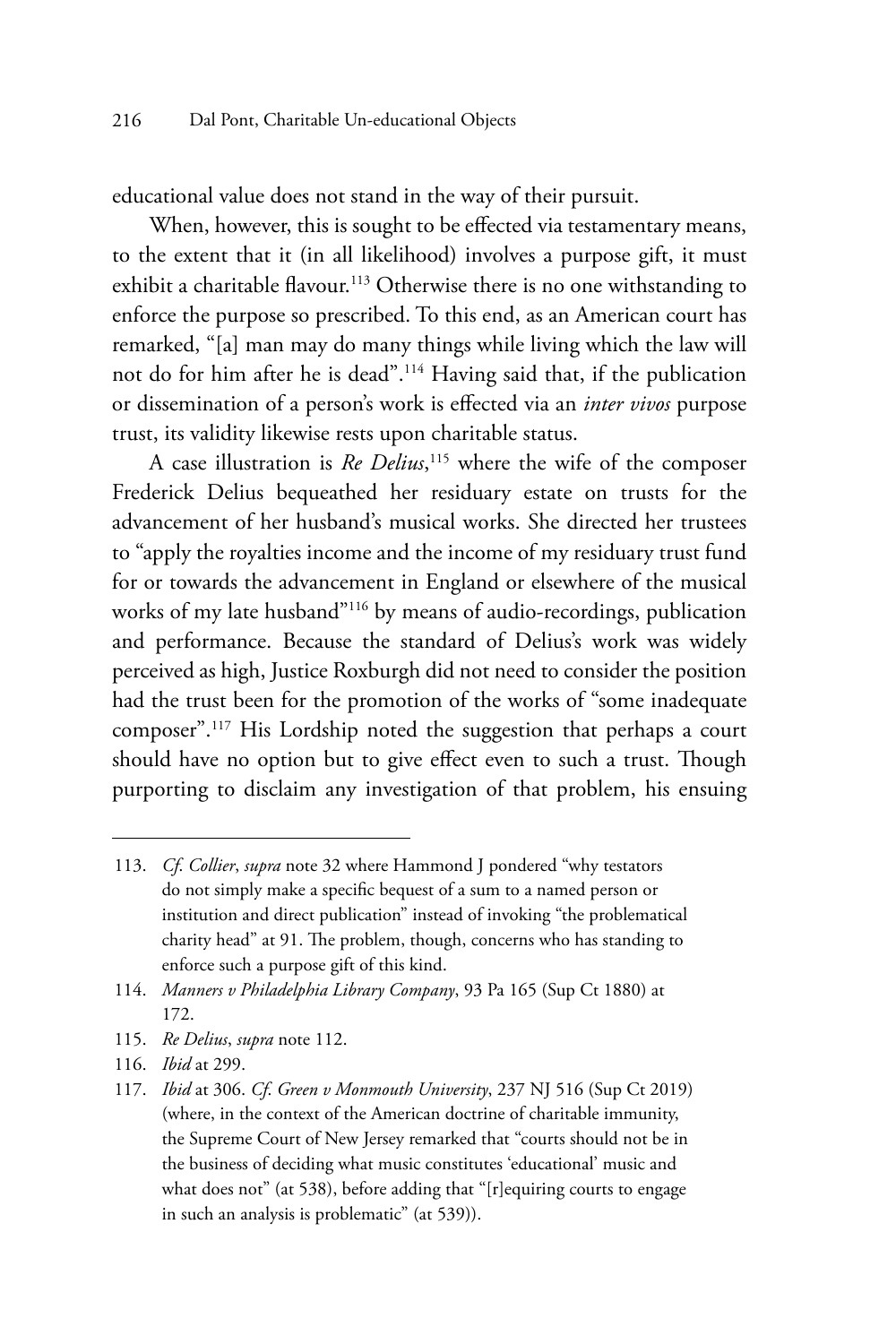educational value does not stand in the way of their pursuit.

When, however, this is sought to be effected via testamentary means, to the extent that it (in all likelihood) involves a purpose gift, it must exhibit a charitable flavour.[113] Otherwise there is no one withstanding to enforce the purpose so prescribed. To this end, as an American court has remarked, "[a] man may do many things while living which the law will not do for him after he is dead".[114] Having said that, if the publication or dissemination of a person's work is effected via an *inter vivos* purpose trust, its validity likewise rests upon charitable status.

A case illustration is *Re Delius*,[115] where the wife of the composer Frederick Delius bequeathed her residuary estate on trusts for the advancement of her husband's musical works. She directed her trustees to "apply the royalties income and the income of my residuary trust fund for or towards the advancement in England or elsewhere of the musical works of my late husband"[116] by means of audio-recordings, publication and performance. Because the standard of Delius's work was widely perceived as high, Justice Roxburgh did not need to consider the position had the trust been for the promotion of the works of "some inadequate composer".[117] His Lordship noted the suggestion that perhaps a court should have no option but to give effect even to such a trust. Though purporting to disclaim any investigation of that problem, his ensuing

---

113. *Cf. Collier*, *supra* note 32 where Hammond J pondered "why testators do not simply make a specific bequest of a sum to a named person or institution and direct publication" instead of invoking "the problematical charity head" at 91. The problem, though, concerns who has standing to enforce such a purpose gift of this kind.

114. *Manners v Philadelphia Library Company*, 93 Pa 165 (Sup Ct 1880) at 172.

115. *Re Delius*, *supra* note 112.

116. *Ibid* at 299.

117. *Ibid* at 306. *Cf. Green v Monmouth University*, 237 NJ 516 (Sup Ct 2019) (where, in the context of the American doctrine of charitable immunity, the Supreme Court of New Jersey remarked that "courts should not be in the business of deciding what music constitutes 'educational' music and what does not" (at 538), before adding that "[r]equiring courts to engage in such an analysis is problematic" (at 539)).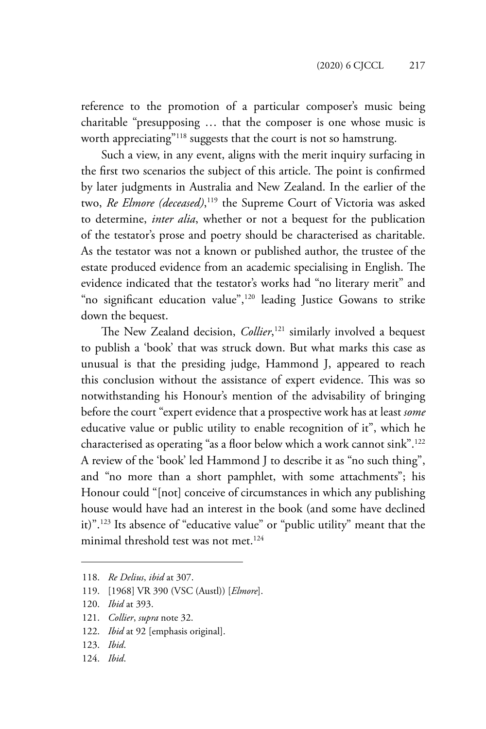reference to the promotion of a particular composer's music being charitable "presupposing … that the composer is one whose music is worth appreciating"[118] suggests that the court is not so hamstrung.

Such a view, in any event, aligns with the merit inquiry surfacing in the first two scenarios the subject of this article. The point is confirmed by later judgments in Australia and New Zealand. In the earlier of the two, *Re Elmore (deceased)*,[119] the Supreme Court of Victoria was asked to determine, *inter alia*, whether or not a bequest for the publication of the testator's prose and poetry should be characterised as charitable. As the testator was not a known or published author, the trustee of the estate produced evidence from an academic specialising in English. The evidence indicated that the testator's works had "no literary merit" and "no significant education value",[120] leading Justice Gowans to strike down the bequest.

The New Zealand decision, *Collier*,[121] similarly involved a bequest to publish a 'book' that was struck down. But what marks this case as unusual is that the presiding judge, Hammond J, appeared to reach this conclusion without the assistance of expert evidence. This was so notwithstanding his Honour's mention of the advisability of bringing before the court "expert evidence that a prospective work has at least *some* educative value or public utility to enable recognition of it", which he characterised as operating "as a floor below which a work cannot sink".[122] A review of the 'book' led Hammond J to describe it as "no such thing", and "no more than a short pamphlet, with some attachments"; his Honour could "[not] conceive of circumstances in which any publishing house would have had an interest in the book (and some have declined it)".[123] Its absence of "educative value" or "public utility" meant that the minimal threshold test was not met.[124]

---

118. *Re Delius*, *ibid* at 307.
119. [1968] VR 390 (VSC (Austl)) [*Elmore*].
120. *Ibid* at 393.
121. *Collier*, *supra* note 32.
122. *Ibid* at 92 [emphasis original].
123. *Ibid*.
124. *Ibid*.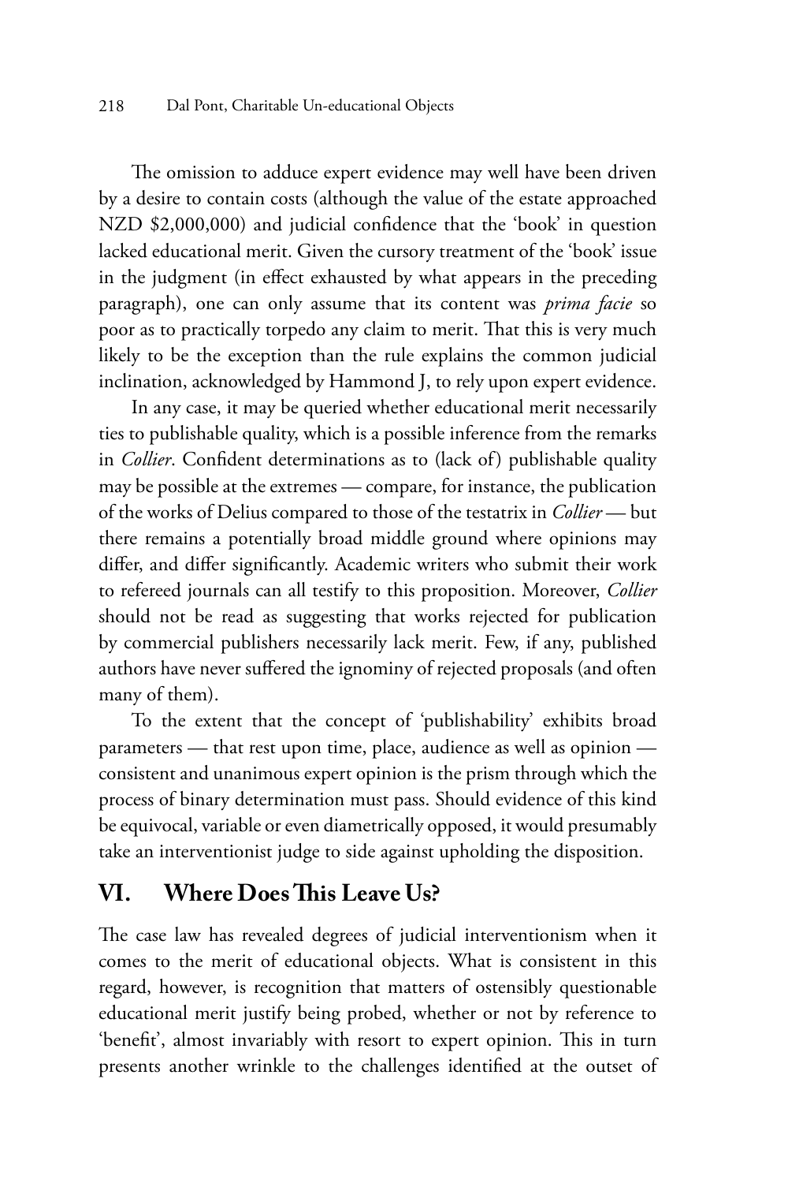The omission to adduce expert evidence may well have been driven by a desire to contain costs (although the value of the estate approached NZD $2,000,000) and judicial confidence that the 'book' in question lacked educational merit. Given the cursory treatment of the 'book' issue in the judgment (in effect exhausted by what appears in the preceding paragraph), one can only assume that its content was *prima facie* so poor as to practically torpedo any claim to merit. That this is very much likely to be the exception than the rule explains the common judicial inclination, acknowledged by Hammond J, to rely upon expert evidence.

In any case, it may be queried whether educational merit necessarily ties to publishable quality, which is a possible inference from the remarks in *Collier*. Confident determinations as to (lack of) publishable quality may be possible at the extremes — compare, for instance, the publication of the works of Delius compared to those of the testatrix in *Collier* — but there remains a potentially broad middle ground where opinions may differ, and differ significantly. Academic writers who submit their work to refereed journals can all testify to this proposition. Moreover, *Collier* should not be read as suggesting that works rejected for publication by commercial publishers necessarily lack merit. Few, if any, published authors have never suffered the ignominy of rejected proposals (and often many of them).

To the extent that the concept of 'publishability' exhibits broad parameters — that rest upon time, place, audience as well as opinion — consistent and unanimous expert opinion is the prism through which the process of binary determination must pass. Should evidence of this kind be equivocal, variable or even diametrically opposed, it would presumably take an interventionist judge to side against upholding the disposition.

## VI. Where Does This Leave Us?

The case law has revealed degrees of judicial interventionism when it comes to the merit of educational objects. What is consistent in this regard, however, is recognition that matters of ostensibly questionable educational merit justify being probed, whether or not by reference to 'benefit', almost invariably with resort to expert opinion. This in turn presents another wrinkle to the challenges identified at the outset of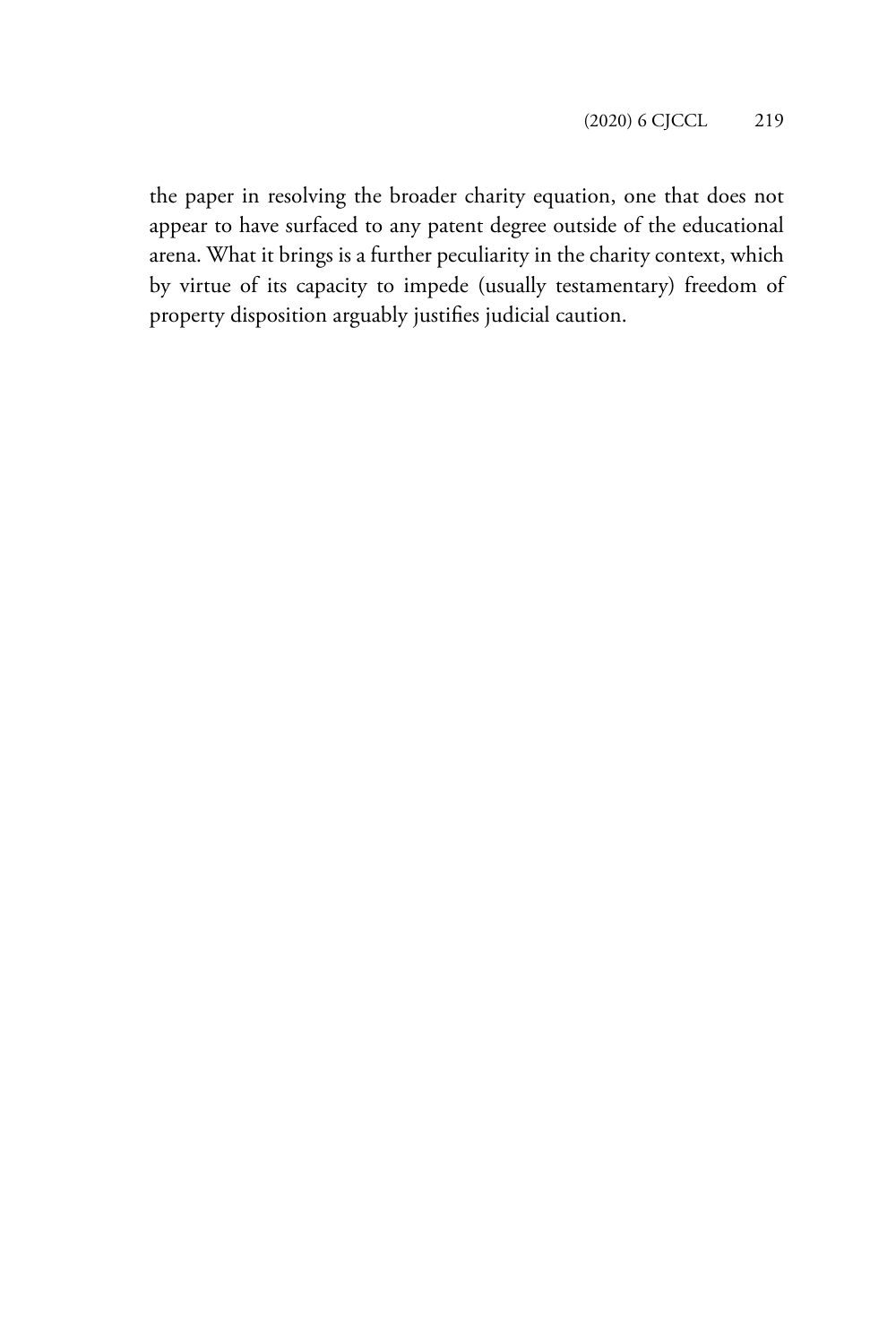the paper in resolving the broader charity equation, one that does not appear to have surfaced to any patent degree outside of the educational arena. What it brings is a further peculiarity in the charity context, which by virtue of its capacity to impede (usually testamentary) freedom of property disposition arguably justifies judicial caution.